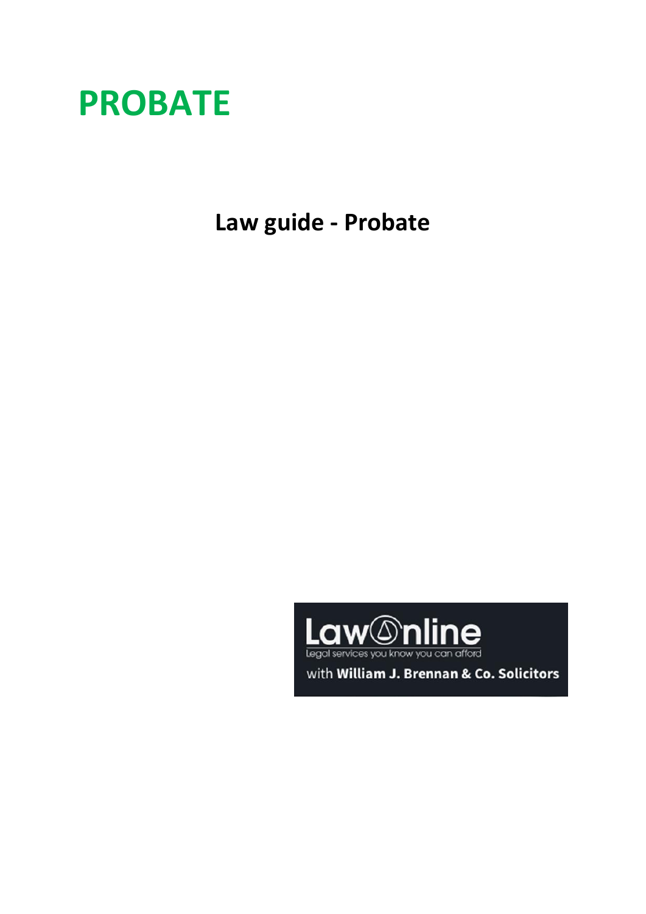# PROBATE

## Law guide - Probate

LawOnline
Legal services you know you can afford
with William J. Brennan & Co. Solicitors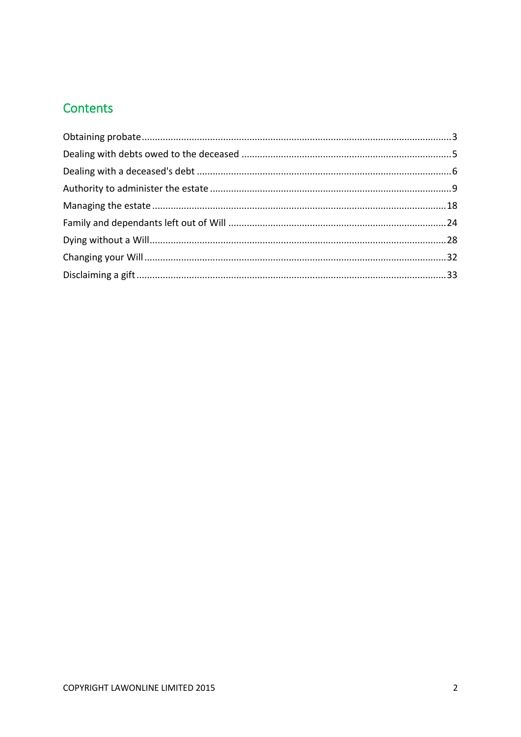## Contents

| | |
|---|---|
| Obtaining probate | 3 |
| Dealing with debts owed to the deceased | 5 |
| Dealing with a deceased's debt | 6 |
| Authority to administer the estate | 9 |
| Managing the estate | 18 |
| Family and dependants left out of Will | 24 |
| Dying without a Will | 28 |
| Changing your Will | 32 |
| Disclaiming a gift | 33 |

COPYRIGHT LAWONLINE LIMITED 2015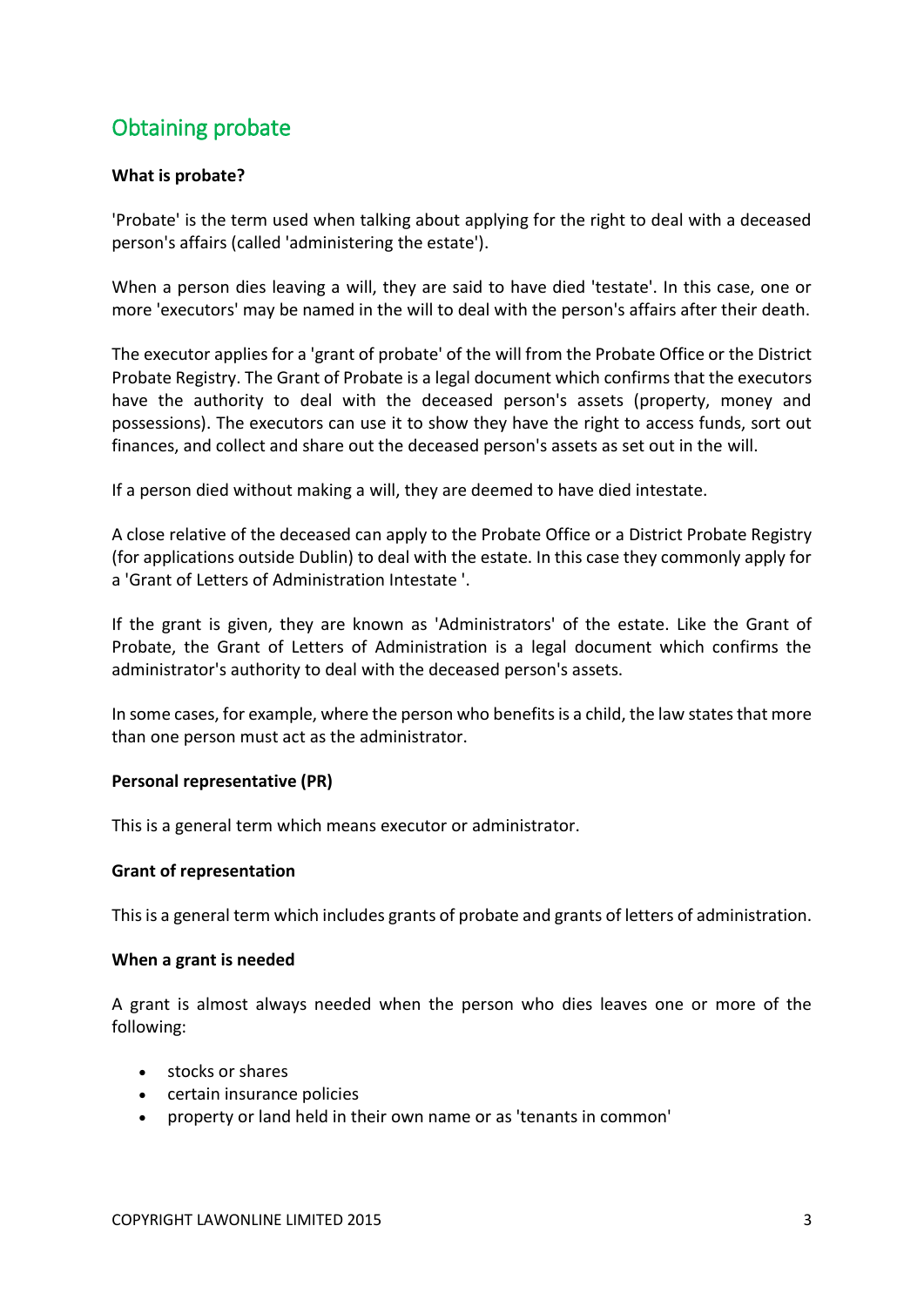## Obtaining probate

**What is probate?**

'Probate' is the term used when talking about applying for the right to deal with a deceased person's affairs (called 'administering the estate').

When a person dies leaving a will, they are said to have died 'testate'. In this case, one or more 'executors' may be named in the will to deal with the person's affairs after their death.

The executor applies for a 'grant of probate' of the will from the Probate Office or the District Probate Registry. The Grant of Probate is a legal document which confirms that the executors have the authority to deal with the deceased person's assets (property, money and possessions). The executors can use it to show they have the right to access funds, sort out finances, and collect and share out the deceased person's assets as set out in the will.

If a person died without making a will, they are deemed to have died intestate.

A close relative of the deceased can apply to the Probate Office or a District Probate Registry (for applications outside Dublin) to deal with the estate. In this case they commonly apply for a 'Grant of Letters of Administration Intestate '.

If the grant is given, they are known as 'Administrators' of the estate. Like the Grant of Probate, the Grant of Letters of Administration is a legal document which confirms the administrator's authority to deal with the deceased person's assets.

In some cases, for example, where the person who benefits is a child, the law states that more than one person must act as the administrator.

**Personal representative (PR)**

This is a general term which means executor or administrator.

**Grant of representation**

This is a general term which includes grants of probate and grants of letters of administration.

**When a grant is needed**

A grant is almost always needed when the person who dies leaves one or more of the following:

- stocks or shares
- certain insurance policies
- property or land held in their own name or as 'tenants in common'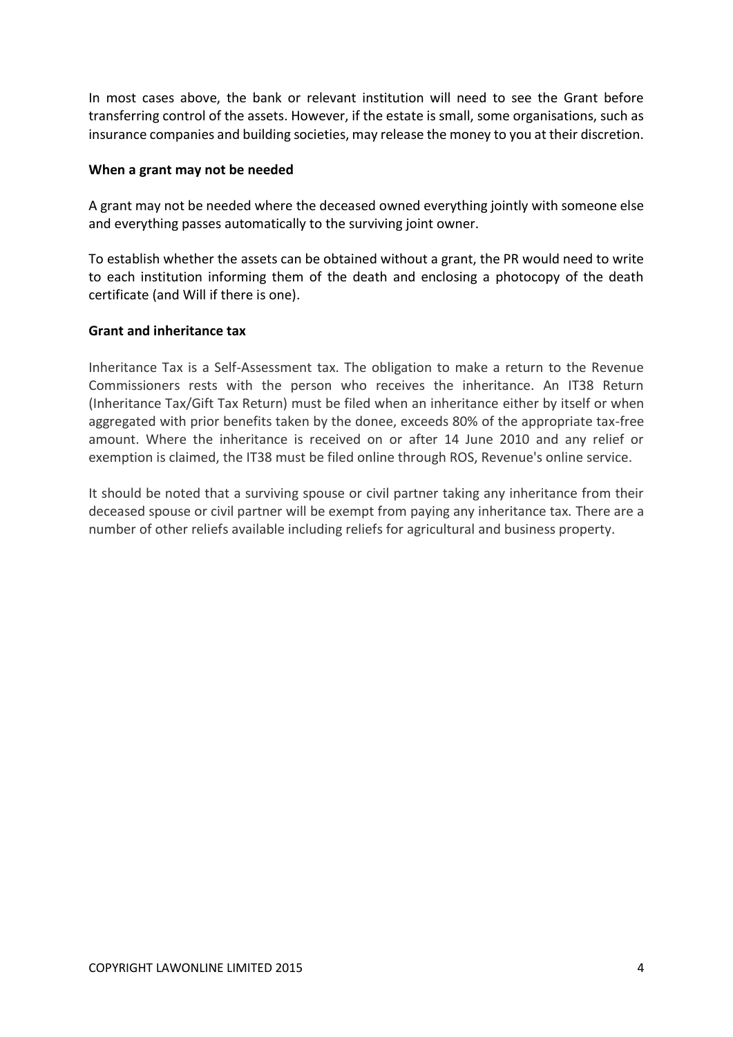In most cases above, the bank or relevant institution will need to see the Grant before transferring control of the assets. However, if the estate is small, some organisations, such as insurance companies and building societies, may release the money to you at their discretion.

**When a grant may not be needed**

A grant may not be needed where the deceased owned everything jointly with someone else and everything passes automatically to the surviving joint owner.

To establish whether the assets can be obtained without a grant, the PR would need to write to each institution informing them of the death and enclosing a photocopy of the death certificate (and Will if there is one).

**Grant and inheritance tax**

Inheritance Tax is a Self-Assessment tax. The obligation to make a return to the Revenue Commissioners rests with the person who receives the inheritance. An IT38 Return (Inheritance Tax/Gift Tax Return) must be filed when an inheritance either by itself or when aggregated with prior benefits taken by the donee, exceeds 80% of the appropriate tax-free amount. Where the inheritance is received on or after 14 June 2010 and any relief or exemption is claimed, the IT38 must be filed online through ROS, Revenue's online service.

It should be noted that a surviving spouse or civil partner taking any inheritance from their deceased spouse or civil partner will be exempt from paying any inheritance tax. There are a number of other reliefs available including reliefs for agricultural and business property.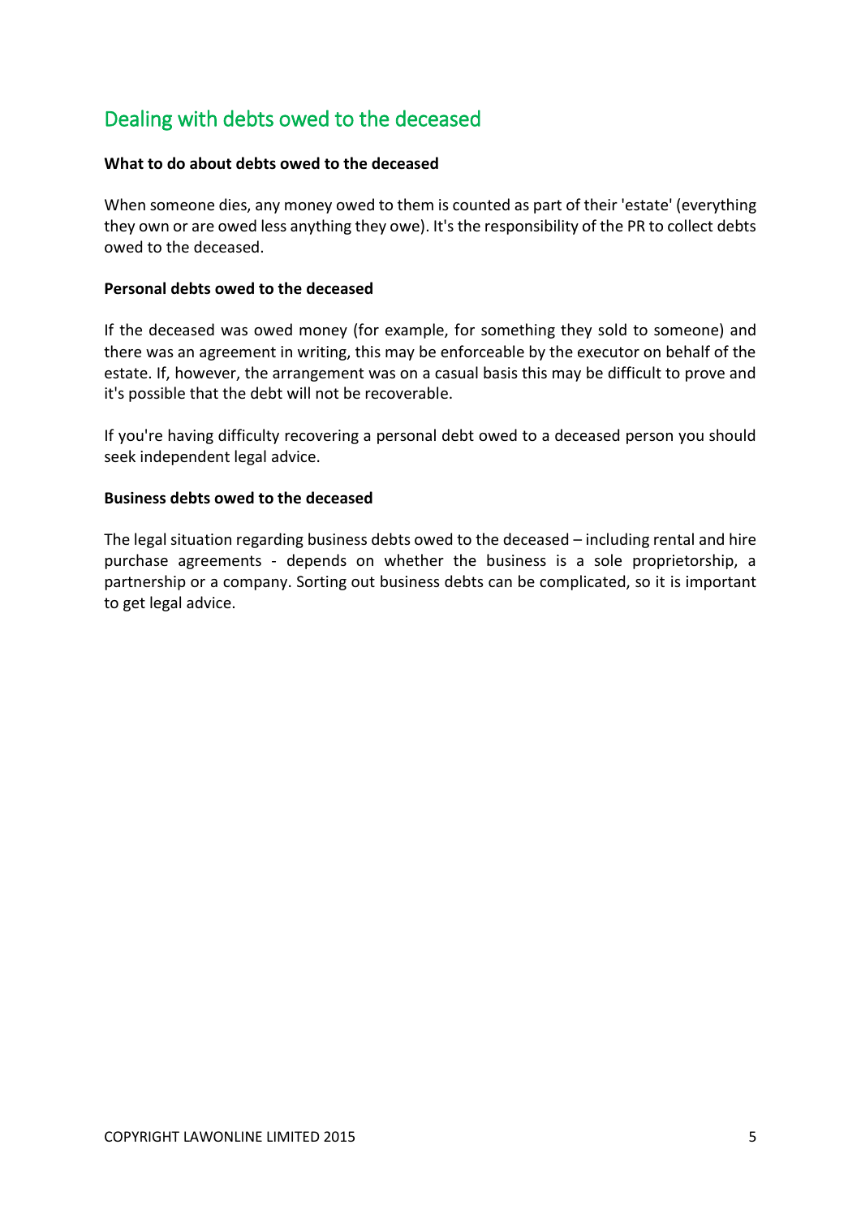## Dealing with debts owed to the deceased

**What to do about debts owed to the deceased**

When someone dies, any money owed to them is counted as part of their 'estate' (everything they own or are owed less anything they owe). It's the responsibility of the PR to collect debts owed to the deceased.

**Personal debts owed to the deceased**

If the deceased was owed money (for example, for something they sold to someone) and there was an agreement in writing, this may be enforceable by the executor on behalf of the estate. If, however, the arrangement was on a casual basis this may be difficult to prove and it's possible that the debt will not be recoverable.

If you're having difficulty recovering a personal debt owed to a deceased person you should seek independent legal advice.

**Business debts owed to the deceased**

The legal situation regarding business debts owed to the deceased – including rental and hire purchase agreements - depends on whether the business is a sole proprietorship, a partnership or a company. Sorting out business debts can be complicated, so it is important to get legal advice.

COPYRIGHT LAWONLINE LIMITED 2015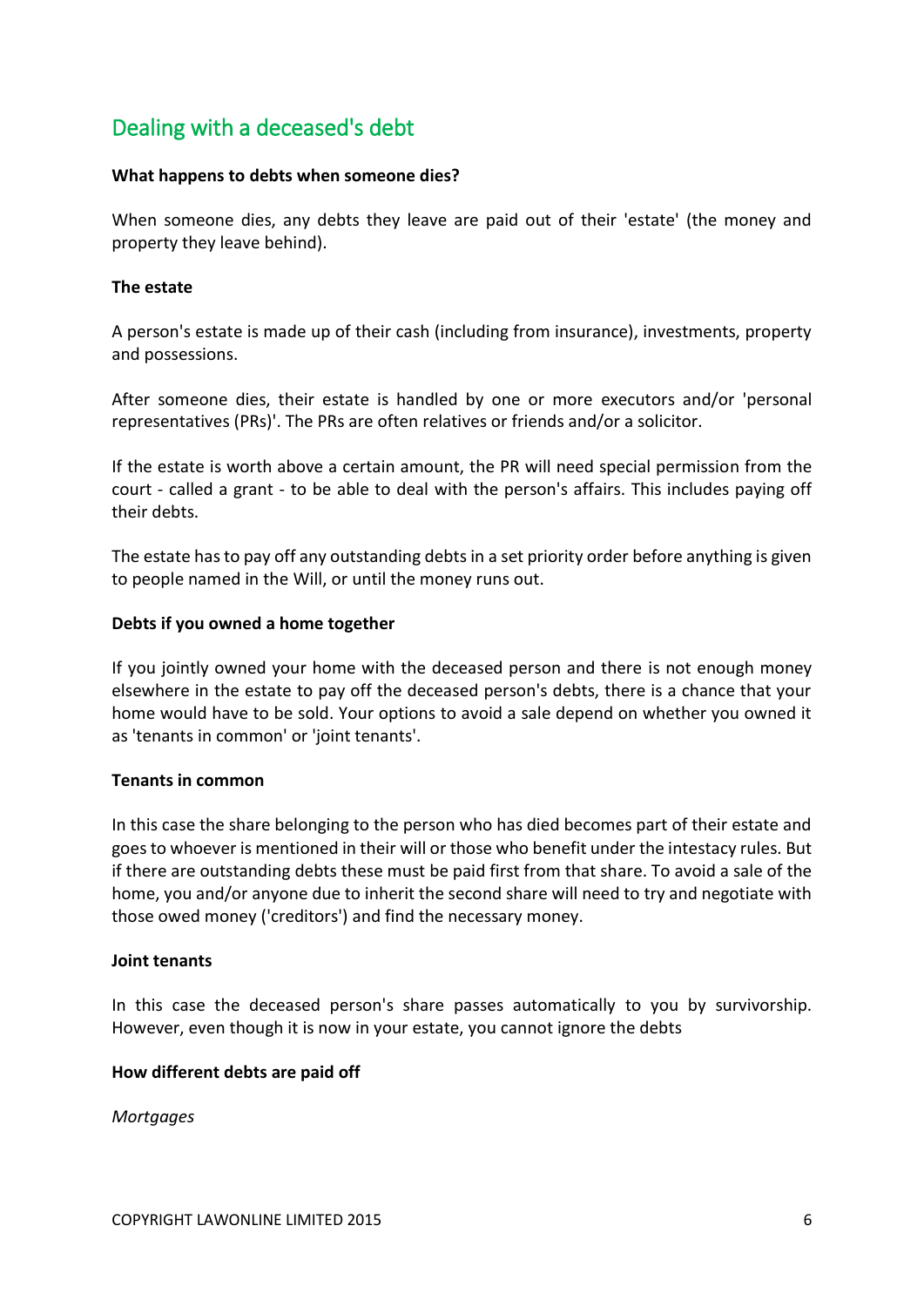## Dealing with a deceased's debt

**What happens to debts when someone dies?**

When someone dies, any debts they leave are paid out of their 'estate' (the money and property they leave behind).

**The estate**

A person's estate is made up of their cash (including from insurance), investments, property and possessions.

After someone dies, their estate is handled by one or more executors and/or 'personal representatives (PRs)'. The PRs are often relatives or friends and/or a solicitor.

If the estate is worth above a certain amount, the PR will need special permission from the court - called a grant - to be able to deal with the person's affairs. This includes paying off their debts.

The estate has to pay off any outstanding debts in a set priority order before anything is given to people named in the Will, or until the money runs out.

**Debts if you owned a home together**

If you jointly owned your home with the deceased person and there is not enough money elsewhere in the estate to pay off the deceased person's debts, there is a chance that your home would have to be sold. Your options to avoid a sale depend on whether you owned it as 'tenants in common' or 'joint tenants'.

**Tenants in common**

In this case the share belonging to the person who has died becomes part of their estate and goes to whoever is mentioned in their will or those who benefit under the intestacy rules. But if there are outstanding debts these must be paid first from that share. To avoid a sale of the home, you and/or anyone due to inherit the second share will need to try and negotiate with those owed money ('creditors') and find the necessary money.

**Joint tenants**

In this case the deceased person's share passes automatically to you by survivorship. However, even though it is now in your estate, you cannot ignore the debts

**How different debts are paid off**

*Mortgages*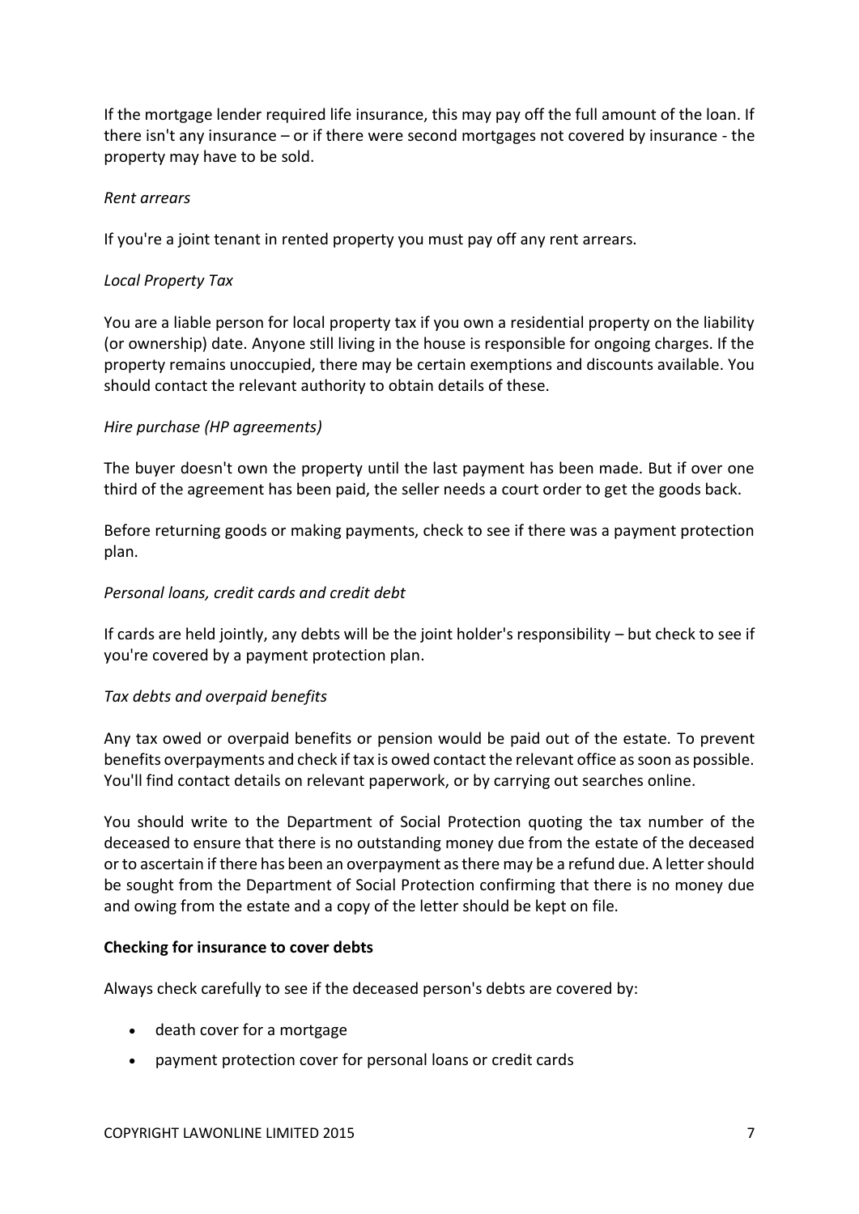If the mortgage lender required life insurance, this may pay off the full amount of the loan. If there isn't any insurance – or if there were second mortgages not covered by insurance - the property may have to be sold.

*Rent arrears*

If you're a joint tenant in rented property you must pay off any rent arrears.

*Local Property Tax*

You are a liable person for local property tax if you own a residential property on the liability (or ownership) date. Anyone still living in the house is responsible for ongoing charges. If the property remains unoccupied, there may be certain exemptions and discounts available. You should contact the relevant authority to obtain details of these.

*Hire purchase (HP agreements)*

The buyer doesn't own the property until the last payment has been made. But if over one third of the agreement has been paid, the seller needs a court order to get the goods back.

Before returning goods or making payments, check to see if there was a payment protection plan.

*Personal loans, credit cards and credit debt*

If cards are held jointly, any debts will be the joint holder's responsibility – but check to see if you're covered by a payment protection plan.

*Tax debts and overpaid benefits*

Any tax owed or overpaid benefits or pension would be paid out of the estate. To prevent benefits overpayments and check if tax is owed contact the relevant office as soon as possible. You'll find contact details on relevant paperwork, or by carrying out searches online.

You should write to the Department of Social Protection quoting the tax number of the deceased to ensure that there is no outstanding money due from the estate of the deceased or to ascertain if there has been an overpayment as there may be a refund due. A letter should be sought from the Department of Social Protection confirming that there is no money due and owing from the estate and a copy of the letter should be kept on file.

**Checking for insurance to cover debts**

Always check carefully to see if the deceased person's debts are covered by:

- death cover for a mortgage
- payment protection cover for personal loans or credit cards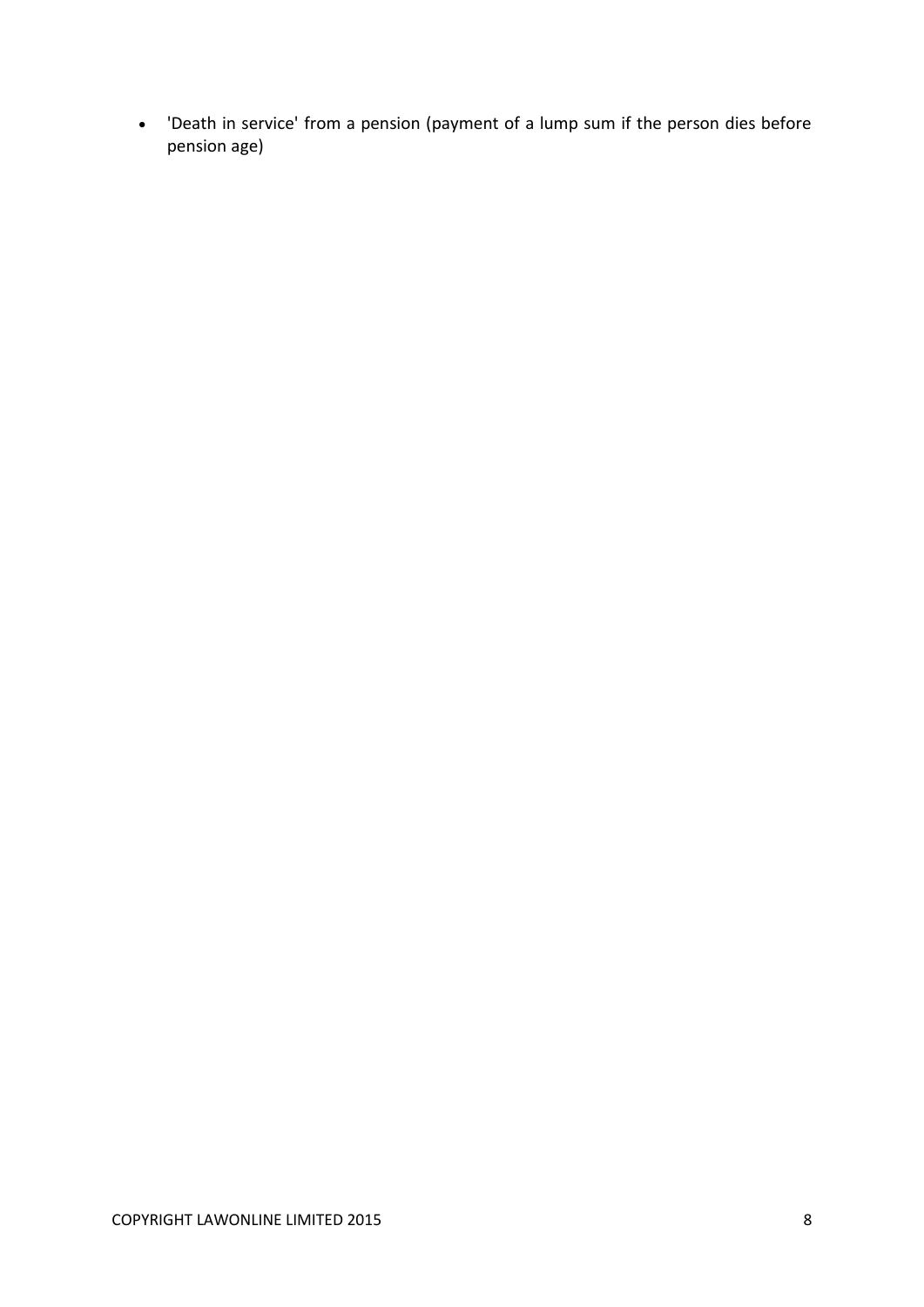- 'Death in service' from a pension (payment of a lump sum if the person dies before pension age)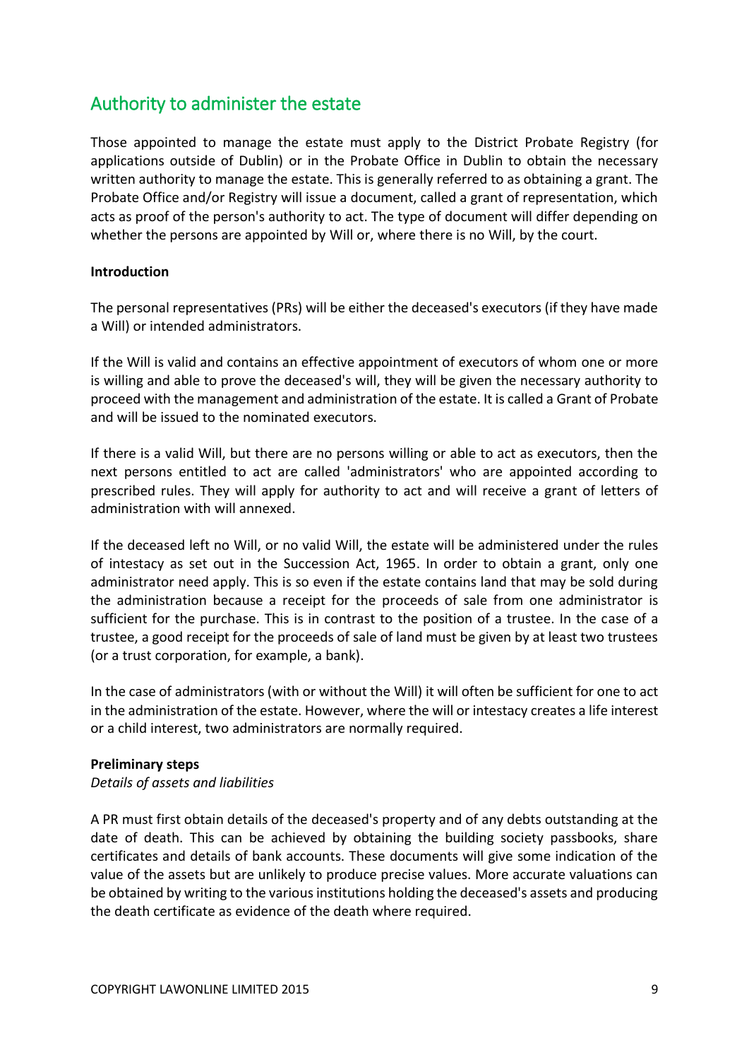## Authority to administer the estate

Those appointed to manage the estate must apply to the District Probate Registry (for applications outside of Dublin) or in the Probate Office in Dublin to obtain the necessary written authority to manage the estate. This is generally referred to as obtaining a grant. The Probate Office and/or Registry will issue a document, called a grant of representation, which acts as proof of the person's authority to act. The type of document will differ depending on whether the persons are appointed by Will or, where there is no Will, by the court.

**Introduction**

The personal representatives (PRs) will be either the deceased's executors (if they have made a Will) or intended administrators.

If the Will is valid and contains an effective appointment of executors of whom one or more is willing and able to prove the deceased's will, they will be given the necessary authority to proceed with the management and administration of the estate. It is called a Grant of Probate and will be issued to the nominated executors.

If there is a valid Will, but there are no persons willing or able to act as executors, then the next persons entitled to act are called 'administrators' who are appointed according to prescribed rules. They will apply for authority to act and will receive a grant of letters of administration with will annexed.

If the deceased left no Will, or no valid Will, the estate will be administered under the rules of intestacy as set out in the Succession Act, 1965. In order to obtain a grant, only one administrator need apply. This is so even if the estate contains land that may be sold during the administration because a receipt for the proceeds of sale from one administrator is sufficient for the purchase. This is in contrast to the position of a trustee. In the case of a trustee, a good receipt for the proceeds of sale of land must be given by at least two trustees (or a trust corporation, for example, a bank).

In the case of administrators (with or without the Will) it will often be sufficient for one to act in the administration of the estate. However, where the will or intestacy creates a life interest or a child interest, two administrators are normally required.

**Preliminary steps**

*Details of assets and liabilities*

A PR must first obtain details of the deceased's property and of any debts outstanding at the date of death. This can be achieved by obtaining the building society passbooks, share certificates and details of bank accounts. These documents will give some indication of the value of the assets but are unlikely to produce precise values. More accurate valuations can be obtained by writing to the various institutions holding the deceased's assets and producing the death certificate as evidence of the death where required.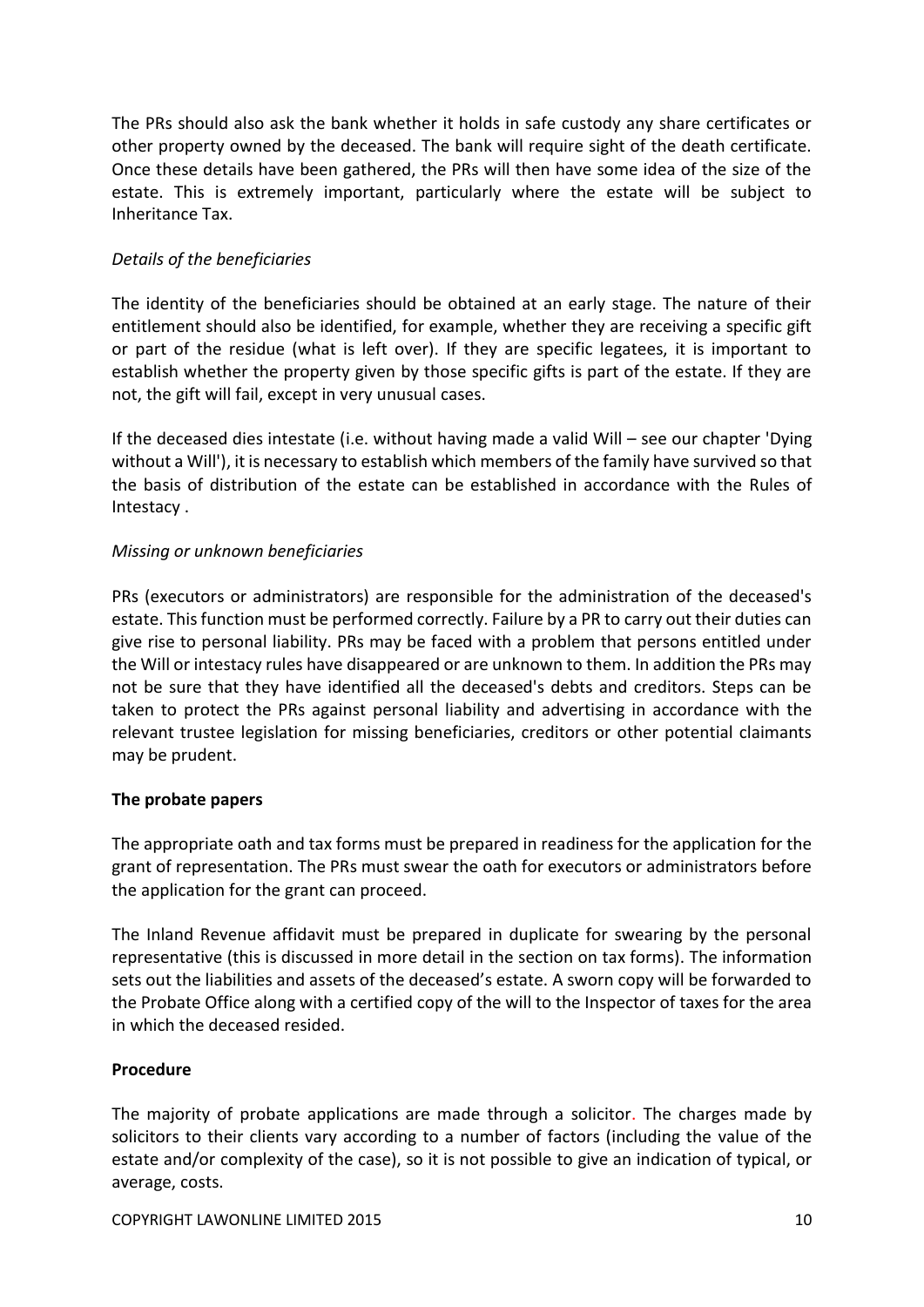The PRs should also ask the bank whether it holds in safe custody any share certificates or other property owned by the deceased. The bank will require sight of the death certificate. Once these details have been gathered, the PRs will then have some idea of the size of the estate. This is extremely important, particularly where the estate will be subject to Inheritance Tax.

*Details of the beneficiaries*

The identity of the beneficiaries should be obtained at an early stage. The nature of their entitlement should also be identified, for example, whether they are receiving a specific gift or part of the residue (what is left over). If they are specific legatees, it is important to establish whether the property given by those specific gifts is part of the estate. If they are not, the gift will fail, except in very unusual cases.

If the deceased dies intestate (i.e. without having made a valid Will – see our chapter 'Dying without a Will'), it is necessary to establish which members of the family have survived so that the basis of distribution of the estate can be established in accordance with the Rules of Intestacy .

*Missing or unknown beneficiaries*

PRs (executors or administrators) are responsible for the administration of the deceased's estate. This function must be performed correctly. Failure by a PR to carry out their duties can give rise to personal liability. PRs may be faced with a problem that persons entitled under the Will or intestacy rules have disappeared or are unknown to them. In addition the PRs may not be sure that they have identified all the deceased's debts and creditors. Steps can be taken to protect the PRs against personal liability and advertising in accordance with the relevant trustee legislation for missing beneficiaries, creditors or other potential claimants may be prudent.

**The probate papers**

The appropriate oath and tax forms must be prepared in readiness for the application for the grant of representation. The PRs must swear the oath for executors or administrators before the application for the grant can proceed.

The Inland Revenue affidavit must be prepared in duplicate for swearing by the personal representative (this is discussed in more detail in the section on tax forms). The information sets out the liabilities and assets of the deceased's estate. A sworn copy will be forwarded to the Probate Office along with a certified copy of the will to the Inspector of taxes for the area in which the deceased resided.

**Procedure**

The majority of probate applications are made through a solicitor. The charges made by solicitors to their clients vary according to a number of factors (including the value of the estate and/or complexity of the case), so it is not possible to give an indication of typical, or average, costs.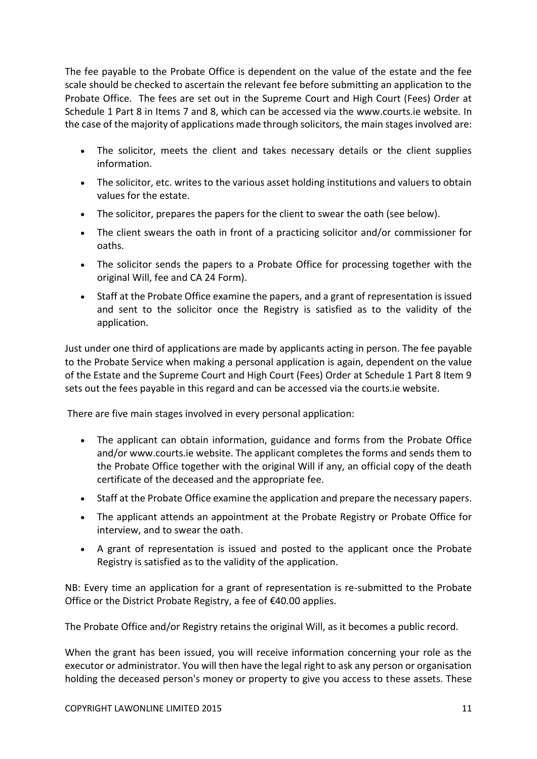The fee payable to the Probate Office is dependent on the value of the estate and the fee scale should be checked to ascertain the relevant fee before submitting an application to the Probate Office. The fees are set out in the Supreme Court and High Court (Fees) Order at Schedule 1 Part 8 in Items 7 and 8, which can be accessed via the www.courts.ie website. In the case of the majority of applications made through solicitors, the main stages involved are:

- The solicitor, meets the client and takes necessary details or the client supplies information.
- The solicitor, etc. writes to the various asset holding institutions and valuers to obtain values for the estate.
- The solicitor, prepares the papers for the client to swear the oath (see below).
- The client swears the oath in front of a practicing solicitor and/or commissioner for oaths.
- The solicitor sends the papers to a Probate Office for processing together with the original Will, fee and CA 24 Form).
- Staff at the Probate Office examine the papers, and a grant of representation is issued and sent to the solicitor once the Registry is satisfied as to the validity of the application.

Just under one third of applications are made by applicants acting in person. The fee payable to the Probate Service when making a personal application is again, dependent on the value of the Estate and the Supreme Court and High Court (Fees) Order at Schedule 1 Part 8 Item 9 sets out the fees payable in this regard and can be accessed via the courts.ie website.

There are five main stages involved in every personal application:

- The applicant can obtain information, guidance and forms from the Probate Office and/or www.courts.ie website. The applicant completes the forms and sends them to the Probate Office together with the original Will if any, an official copy of the death certificate of the deceased and the appropriate fee.
- Staff at the Probate Office examine the application and prepare the necessary papers.
- The applicant attends an appointment at the Probate Registry or Probate Office for interview, and to swear the oath.
- A grant of representation is issued and posted to the applicant once the Probate Registry is satisfied as to the validity of the application.

NB: Every time an application for a grant of representation is re-submitted to the Probate Office or the District Probate Registry, a fee of €40.00 applies.

The Probate Office and/or Registry retains the original Will, as it becomes a public record.

When the grant has been issued, you will receive information concerning your role as the executor or administrator. You will then have the legal right to ask any person or organisation holding the deceased person's money or property to give you access to these assets. These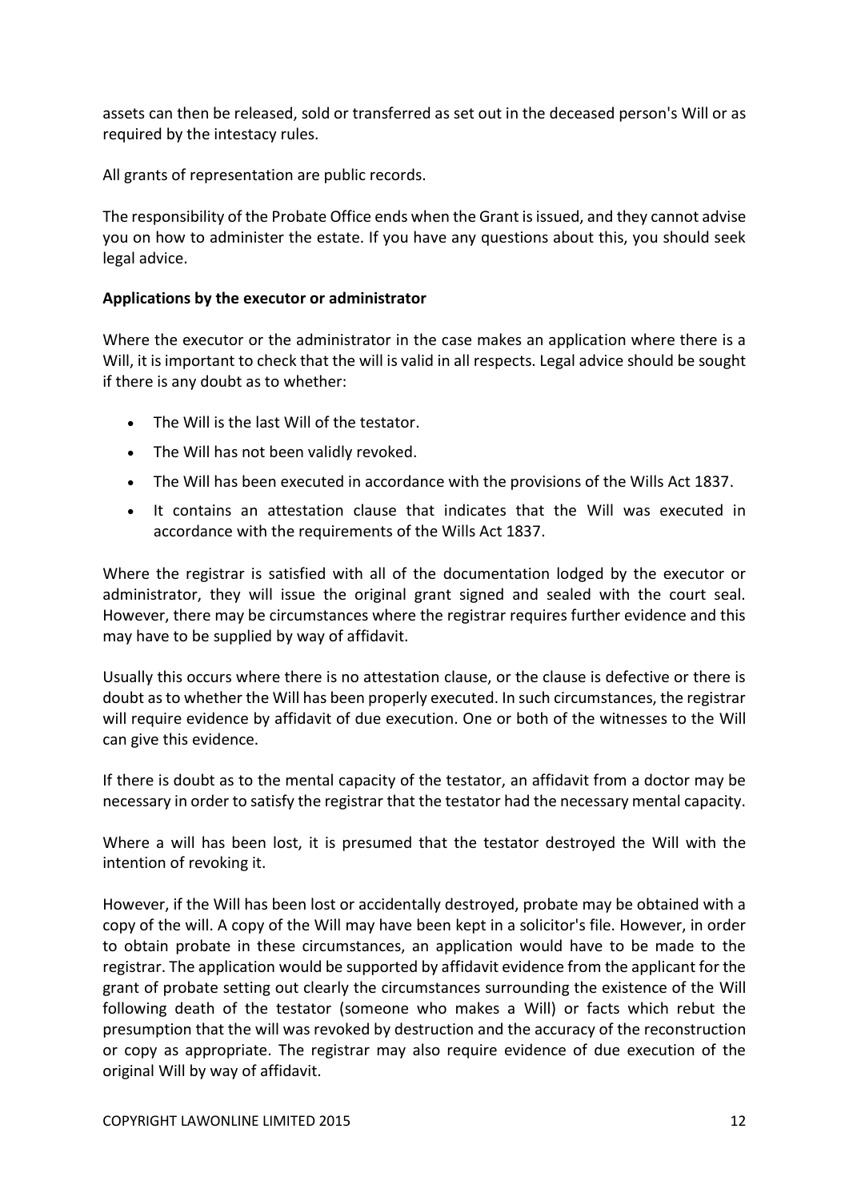assets can then be released, sold or transferred as set out in the deceased person's Will or as required by the intestacy rules.

All grants of representation are public records.

The responsibility of the Probate Office ends when the Grant is issued, and they cannot advise you on how to administer the estate. If you have any questions about this, you should seek legal advice.

**Applications by the executor or administrator**

Where the executor or the administrator in the case makes an application where there is a Will, it is important to check that the will is valid in all respects. Legal advice should be sought if there is any doubt as to whether:

- The Will is the last Will of the testator.
- The Will has not been validly revoked.
- The Will has been executed in accordance with the provisions of the Wills Act 1837.
- It contains an attestation clause that indicates that the Will was executed in accordance with the requirements of the Wills Act 1837.

Where the registrar is satisfied with all of the documentation lodged by the executor or administrator, they will issue the original grant signed and sealed with the court seal. However, there may be circumstances where the registrar requires further evidence and this may have to be supplied by way of affidavit.

Usually this occurs where there is no attestation clause, or the clause is defective or there is doubt as to whether the Will has been properly executed. In such circumstances, the registrar will require evidence by affidavit of due execution. One or both of the witnesses to the Will can give this evidence.

If there is doubt as to the mental capacity of the testator, an affidavit from a doctor may be necessary in order to satisfy the registrar that the testator had the necessary mental capacity.

Where a will has been lost, it is presumed that the testator destroyed the Will with the intention of revoking it.

However, if the Will has been lost or accidentally destroyed, probate may be obtained with a copy of the will. A copy of the Will may have been kept in a solicitor's file. However, in order to obtain probate in these circumstances, an application would have to be made to the registrar. The application would be supported by affidavit evidence from the applicant for the grant of probate setting out clearly the circumstances surrounding the existence of the Will following death of the testator (someone who makes a Will) or facts which rebut the presumption that the will was revoked by destruction and the accuracy of the reconstruction or copy as appropriate. The registrar may also require evidence of due execution of the original Will by way of affidavit.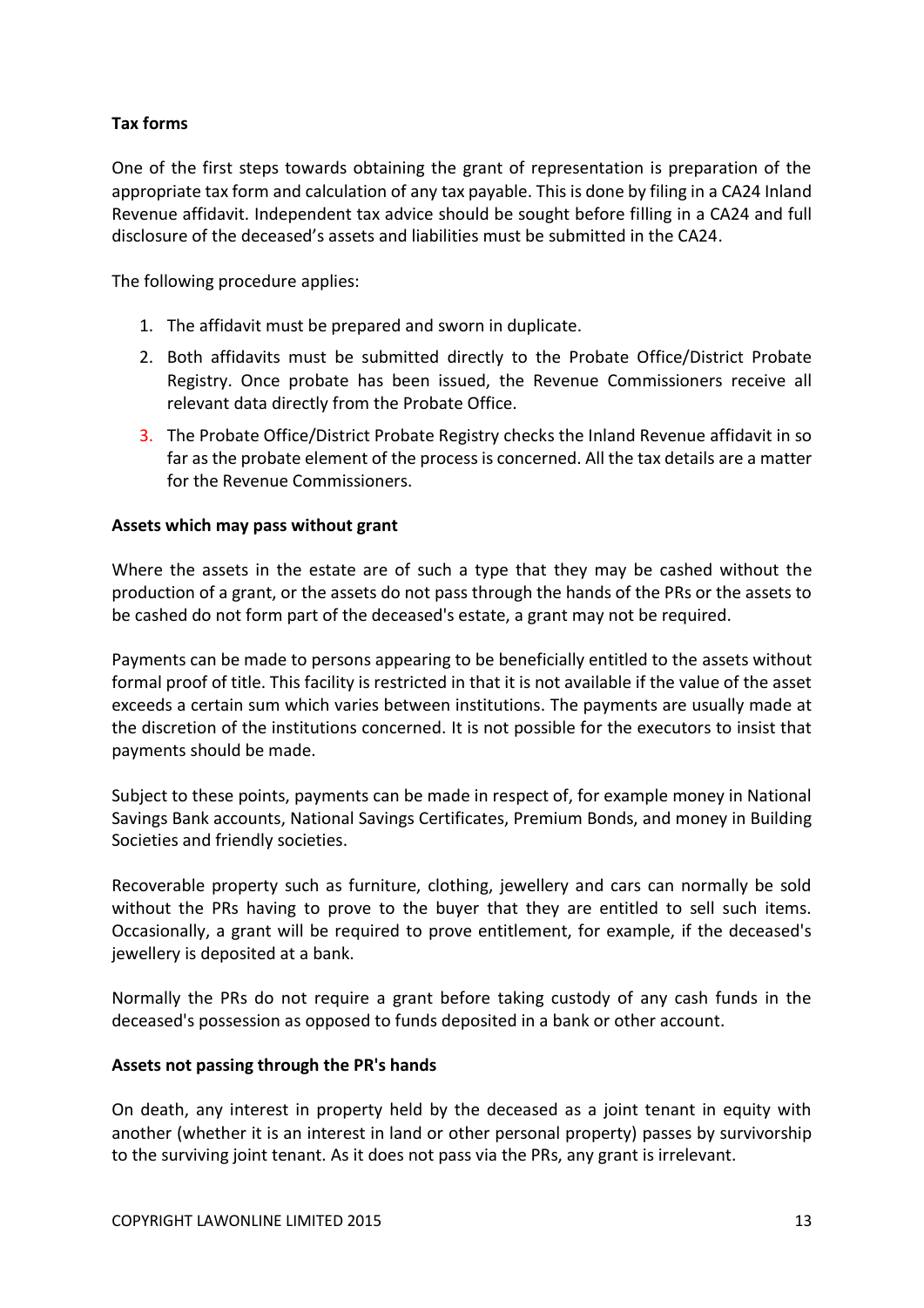**Tax forms**

One of the first steps towards obtaining the grant of representation is preparation of the appropriate tax form and calculation of any tax payable. This is done by filing in a CA24 Inland Revenue affidavit. Independent tax advice should be sought before filling in a CA24 and full disclosure of the deceased's assets and liabilities must be submitted in the CA24.

The following procedure applies:

1. The affidavit must be prepared and sworn in duplicate.
2. Both affidavits must be submitted directly to the Probate Office/District Probate Registry. Once probate has been issued, the Revenue Commissioners receive all relevant data directly from the Probate Office.
3. The Probate Office/District Probate Registry checks the Inland Revenue affidavit in so far as the probate element of the process is concerned. All the tax details are a matter for the Revenue Commissioners.

**Assets which may pass without grant**

Where the assets in the estate are of such a type that they may be cashed without the production of a grant, or the assets do not pass through the hands of the PRs or the assets to be cashed do not form part of the deceased's estate, a grant may not be required.

Payments can be made to persons appearing to be beneficially entitled to the assets without formal proof of title. This facility is restricted in that it is not available if the value of the asset exceeds a certain sum which varies between institutions. The payments are usually made at the discretion of the institutions concerned. It is not possible for the executors to insist that payments should be made.

Subject to these points, payments can be made in respect of, for example money in National Savings Bank accounts, National Savings Certificates, Premium Bonds, and money in Building Societies and friendly societies.

Recoverable property such as furniture, clothing, jewellery and cars can normally be sold without the PRs having to prove to the buyer that they are entitled to sell such items. Occasionally, a grant will be required to prove entitlement, for example, if the deceased's jewellery is deposited at a bank.

Normally the PRs do not require a grant before taking custody of any cash funds in the deceased's possession as opposed to funds deposited in a bank or other account.

**Assets not passing through the PR's hands**

On death, any interest in property held by the deceased as a joint tenant in equity with another (whether it is an interest in land or other personal property) passes by survivorship to the surviving joint tenant. As it does not pass via the PRs, any grant is irrelevant.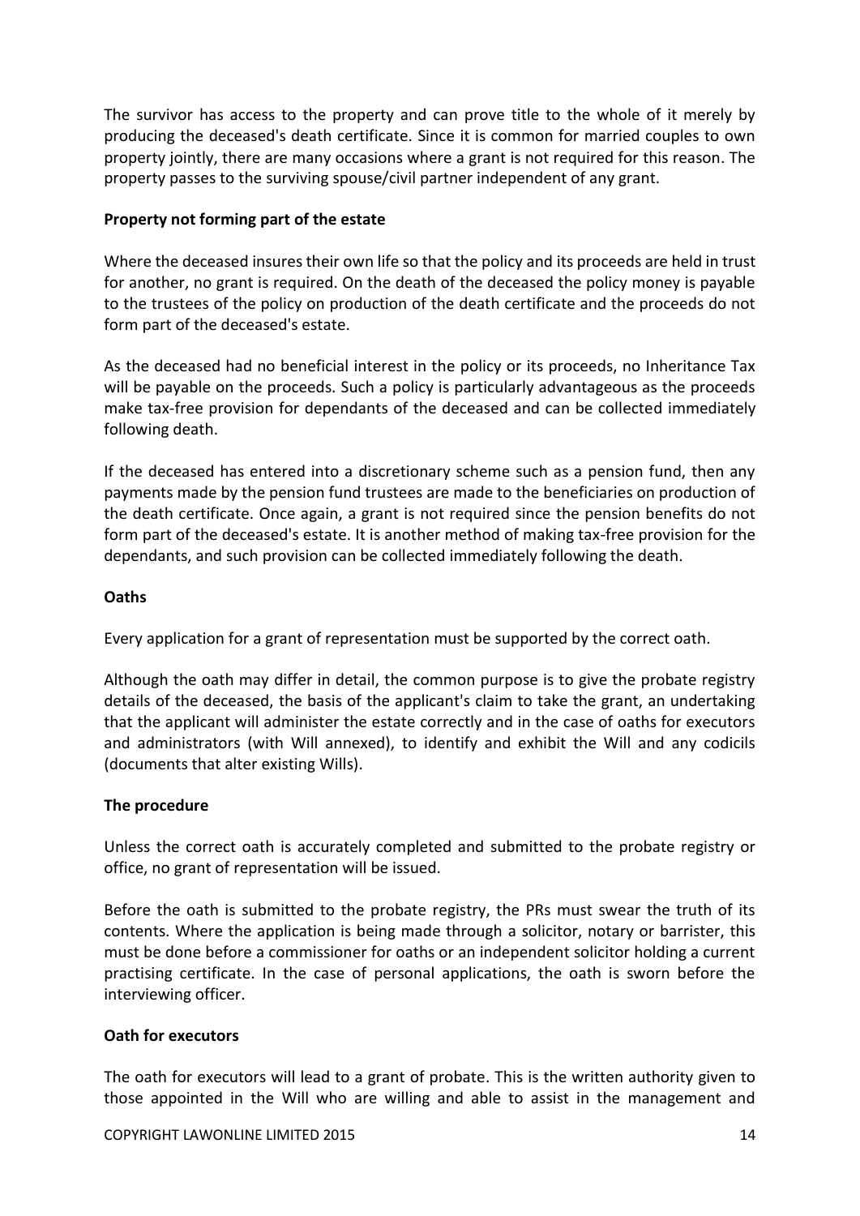The survivor has access to the property and can prove title to the whole of it merely by producing the deceased's death certificate. Since it is common for married couples to own property jointly, there are many occasions where a grant is not required for this reason. The property passes to the surviving spouse/civil partner independent of any grant.

**Property not forming part of the estate**

Where the deceased insures their own life so that the policy and its proceeds are held in trust for another, no grant is required. On the death of the deceased the policy money is payable to the trustees of the policy on production of the death certificate and the proceeds do not form part of the deceased's estate.

As the deceased had no beneficial interest in the policy or its proceeds, no Inheritance Tax will be payable on the proceeds. Such a policy is particularly advantageous as the proceeds make tax-free provision for dependants of the deceased and can be collected immediately following death.

If the deceased has entered into a discretionary scheme such as a pension fund, then any payments made by the pension fund trustees are made to the beneficiaries on production of the death certificate. Once again, a grant is not required since the pension benefits do not form part of the deceased's estate. It is another method of making tax-free provision for the dependants, and such provision can be collected immediately following the death.

**Oaths**

Every application for a grant of representation must be supported by the correct oath.

Although the oath may differ in detail, the common purpose is to give the probate registry details of the deceased, the basis of the applicant's claim to take the grant, an undertaking that the applicant will administer the estate correctly and in the case of oaths for executors and administrators (with Will annexed), to identify and exhibit the Will and any codicils (documents that alter existing Wills).

**The procedure**

Unless the correct oath is accurately completed and submitted to the probate registry or office, no grant of representation will be issued.

Before the oath is submitted to the probate registry, the PRs must swear the truth of its contents. Where the application is being made through a solicitor, notary or barrister, this must be done before a commissioner for oaths or an independent solicitor holding a current practising certificate. In the case of personal applications, the oath is sworn before the interviewing officer.

**Oath for executors**

The oath for executors will lead to a grant of probate. This is the written authority given to those appointed in the Will who are willing and able to assist in the management and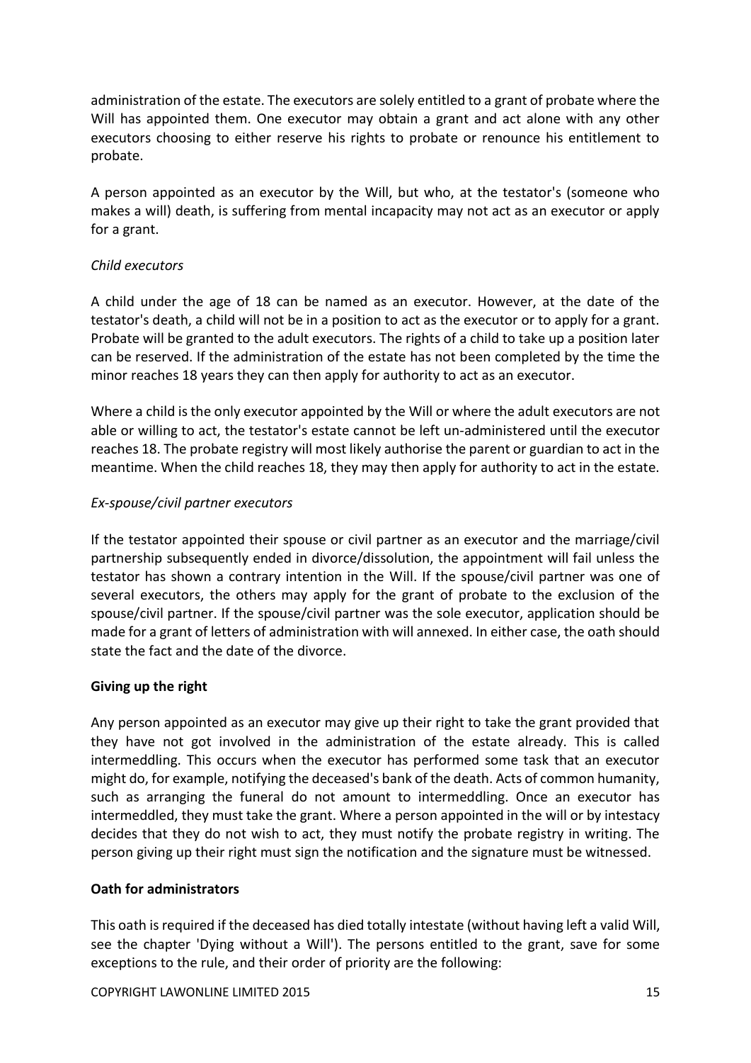administration of the estate. The executors are solely entitled to a grant of probate where the Will has appointed them. One executor may obtain a grant and act alone with any other executors choosing to either reserve his rights to probate or renounce his entitlement to probate.

A person appointed as an executor by the Will, but who, at the testator's (someone who makes a will) death, is suffering from mental incapacity may not act as an executor or apply for a grant.

*Child executors*

A child under the age of 18 can be named as an executor. However, at the date of the testator's death, a child will not be in a position to act as the executor or to apply for a grant. Probate will be granted to the adult executors. The rights of a child to take up a position later can be reserved. If the administration of the estate has not been completed by the time the minor reaches 18 years they can then apply for authority to act as an executor.

Where a child is the only executor appointed by the Will or where the adult executors are not able or willing to act, the testator's estate cannot be left un-administered until the executor reaches 18. The probate registry will most likely authorise the parent or guardian to act in the meantime. When the child reaches 18, they may then apply for authority to act in the estate.

*Ex-spouse/civil partner executors*

If the testator appointed their spouse or civil partner as an executor and the marriage/civil partnership subsequently ended in divorce/dissolution, the appointment will fail unless the testator has shown a contrary intention in the Will. If the spouse/civil partner was one of several executors, the others may apply for the grant of probate to the exclusion of the spouse/civil partner. If the spouse/civil partner was the sole executor, application should be made for a grant of letters of administration with will annexed. In either case, the oath should state the fact and the date of the divorce.

**Giving up the right**

Any person appointed as an executor may give up their right to take the grant provided that they have not got involved in the administration of the estate already. This is called intermeddling. This occurs when the executor has performed some task that an executor might do, for example, notifying the deceased's bank of the death. Acts of common humanity, such as arranging the funeral do not amount to intermeddling. Once an executor has intermeddled, they must take the grant. Where a person appointed in the will or by intestacy decides that they do not wish to act, they must notify the probate registry in writing. The person giving up their right must sign the notification and the signature must be witnessed.

**Oath for administrators**

This oath is required if the deceased has died totally intestate (without having left a valid Will, see the chapter 'Dying without a Will'). The persons entitled to the grant, save for some exceptions to the rule, and their order of priority are the following: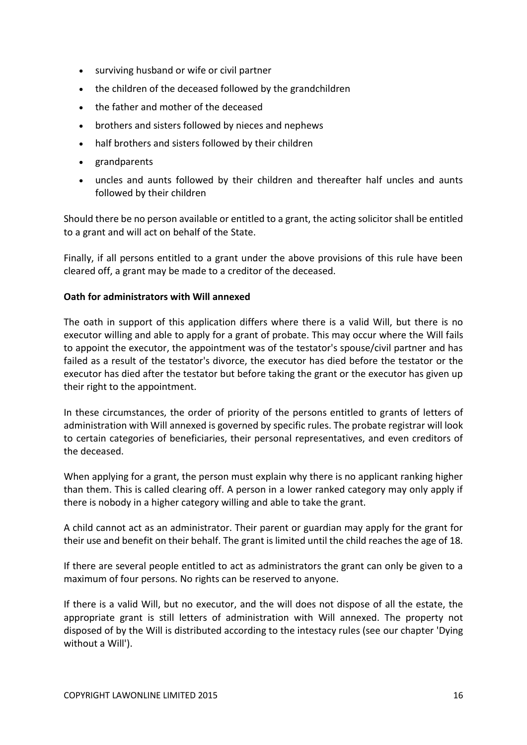- surviving husband or wife or civil partner
- the children of the deceased followed by the grandchildren
- the father and mother of the deceased
- brothers and sisters followed by nieces and nephews
- half brothers and sisters followed by their children
- grandparents
- uncles and aunts followed by their children and thereafter half uncles and aunts followed by their children

Should there be no person available or entitled to a grant, the acting solicitor shall be entitled to a grant and will act on behalf of the State.

Finally, if all persons entitled to a grant under the above provisions of this rule have been cleared off, a grant may be made to a creditor of the deceased.

**Oath for administrators with Will annexed**

The oath in support of this application differs where there is a valid Will, but there is no executor willing and able to apply for a grant of probate. This may occur where the Will fails to appoint the executor, the appointment was of the testator's spouse/civil partner and has failed as a result of the testator's divorce, the executor has died before the testator or the executor has died after the testator but before taking the grant or the executor has given up their right to the appointment.

In these circumstances, the order of priority of the persons entitled to grants of letters of administration with Will annexed is governed by specific rules. The probate registrar will look to certain categories of beneficiaries, their personal representatives, and even creditors of the deceased.

When applying for a grant, the person must explain why there is no applicant ranking higher than them. This is called clearing off. A person in a lower ranked category may only apply if there is nobody in a higher category willing and able to take the grant.

A child cannot act as an administrator. Their parent or guardian may apply for the grant for their use and benefit on their behalf. The grant is limited until the child reaches the age of 18.

If there are several people entitled to act as administrators the grant can only be given to a maximum of four persons. No rights can be reserved to anyone.

If there is a valid Will, but no executor, and the will does not dispose of all the estate, the appropriate grant is still letters of administration with Will annexed. The property not disposed of by the Will is distributed according to the intestacy rules (see our chapter 'Dying without a Will').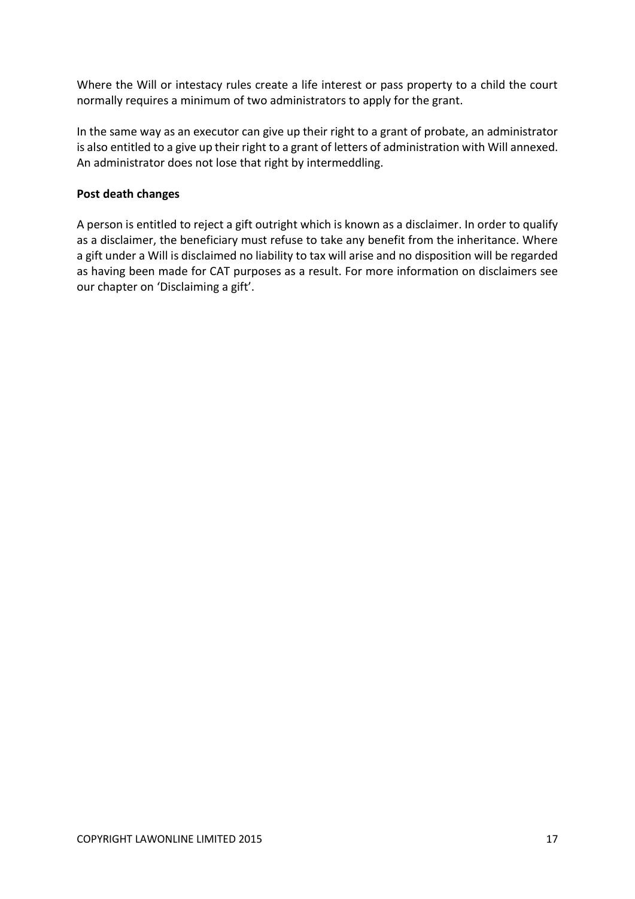Where the Will or intestacy rules create a life interest or pass property to a child the court normally requires a minimum of two administrators to apply for the grant.

In the same way as an executor can give up their right to a grant of probate, an administrator is also entitled to a give up their right to a grant of letters of administration with Will annexed. An administrator does not lose that right by intermeddling.

**Post death changes**

A person is entitled to reject a gift outright which is known as a disclaimer. In order to qualify as a disclaimer, the beneficiary must refuse to take any benefit from the inheritance. Where a gift under a Will is disclaimed no liability to tax will arise and no disposition will be regarded as having been made for CAT purposes as a result. For more information on disclaimers see our chapter on 'Disclaiming a gift'.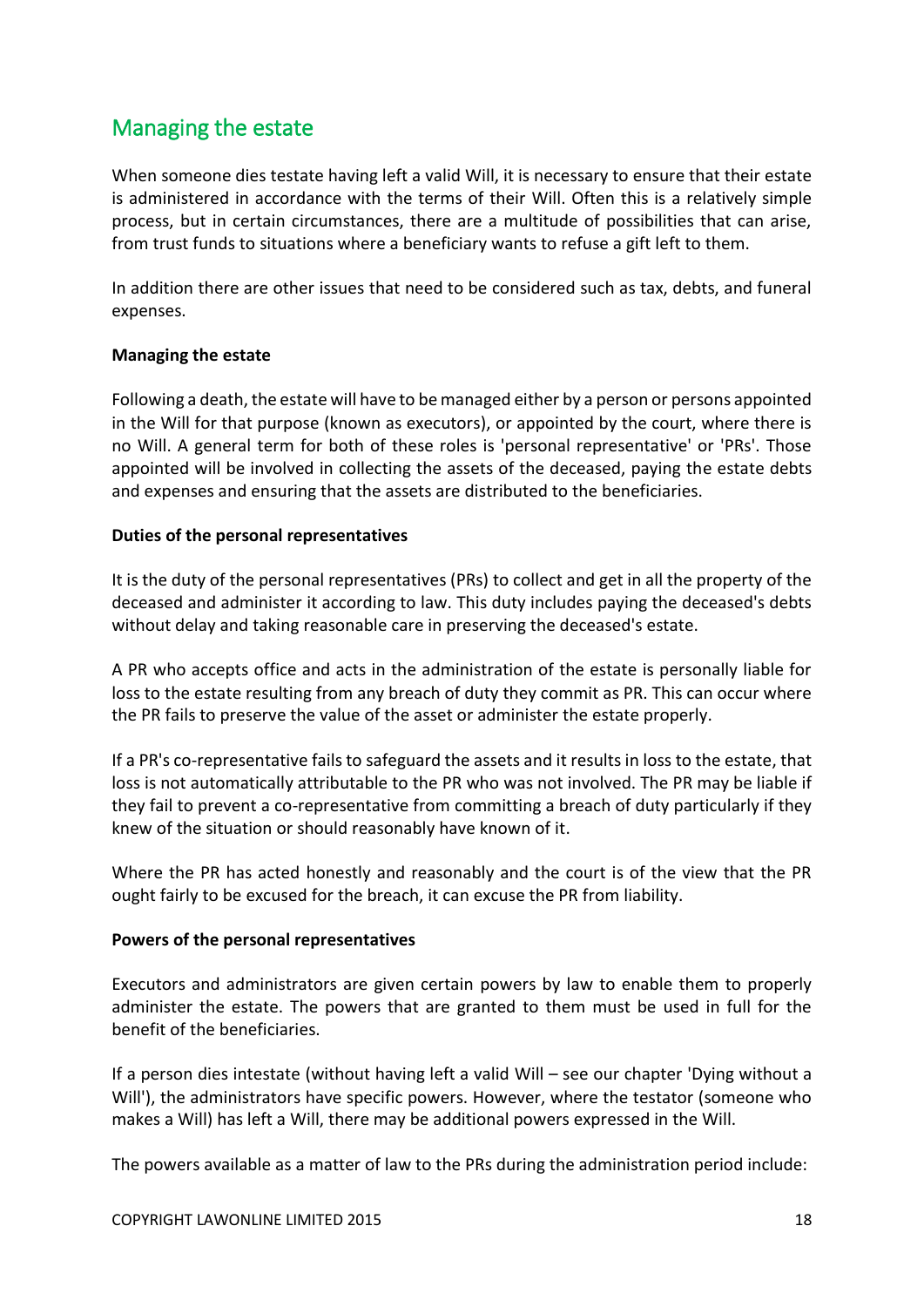## Managing the estate

When someone dies testate having left a valid Will, it is necessary to ensure that their estate is administered in accordance with the terms of their Will. Often this is a relatively simple process, but in certain circumstances, there are a multitude of possibilities that can arise, from trust funds to situations where a beneficiary wants to refuse a gift left to them.

In addition there are other issues that need to be considered such as tax, debts, and funeral expenses.

**Managing the estate**

Following a death, the estate will have to be managed either by a person or persons appointed in the Will for that purpose (known as executors), or appointed by the court, where there is no Will. A general term for both of these roles is 'personal representative' or 'PRs'. Those appointed will be involved in collecting the assets of the deceased, paying the estate debts and expenses and ensuring that the assets are distributed to the beneficiaries.

**Duties of the personal representatives**

It is the duty of the personal representatives (PRs) to collect and get in all the property of the deceased and administer it according to law. This duty includes paying the deceased's debts without delay and taking reasonable care in preserving the deceased's estate.

A PR who accepts office and acts in the administration of the estate is personally liable for loss to the estate resulting from any breach of duty they commit as PR. This can occur where the PR fails to preserve the value of the asset or administer the estate properly.

If a PR's co-representative fails to safeguard the assets and it results in loss to the estate, that loss is not automatically attributable to the PR who was not involved. The PR may be liable if they fail to prevent a co-representative from committing a breach of duty particularly if they knew of the situation or should reasonably have known of it.

Where the PR has acted honestly and reasonably and the court is of the view that the PR ought fairly to be excused for the breach, it can excuse the PR from liability.

**Powers of the personal representatives**

Executors and administrators are given certain powers by law to enable them to properly administer the estate. The powers that are granted to them must be used in full for the benefit of the beneficiaries.

If a person dies intestate (without having left a valid Will – see our chapter 'Dying without a Will'), the administrators have specific powers. However, where the testator (someone who makes a Will) has left a Will, there may be additional powers expressed in the Will.

The powers available as a matter of law to the PRs during the administration period include: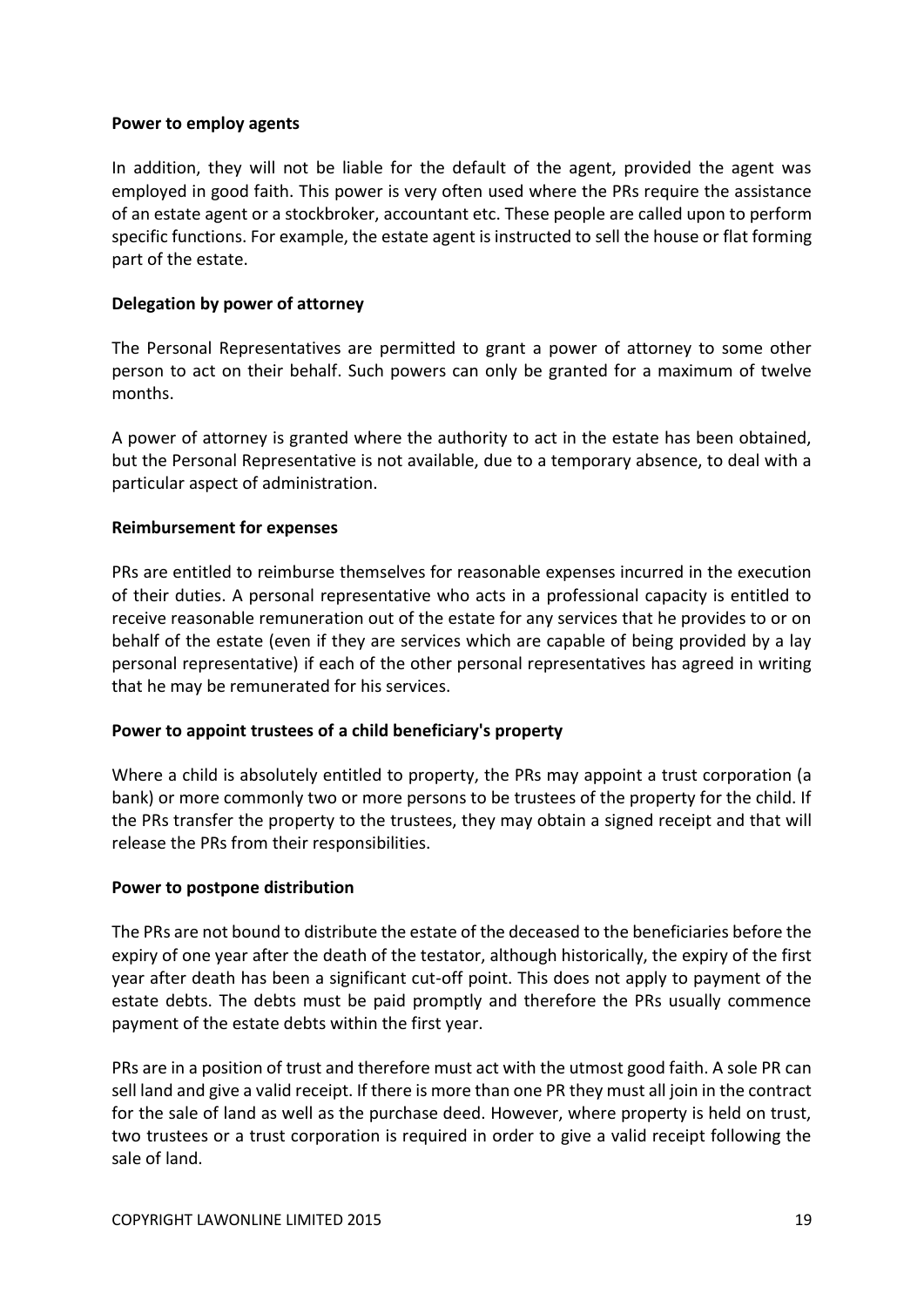**Power to employ agents**

In addition, they will not be liable for the default of the agent, provided the agent was employed in good faith. This power is very often used where the PRs require the assistance of an estate agent or a stockbroker, accountant etc. These people are called upon to perform specific functions. For example, the estate agent is instructed to sell the house or flat forming part of the estate.

**Delegation by power of attorney**

The Personal Representatives are permitted to grant a power of attorney to some other person to act on their behalf. Such powers can only be granted for a maximum of twelve months.

A power of attorney is granted where the authority to act in the estate has been obtained, but the Personal Representative is not available, due to a temporary absence, to deal with a particular aspect of administration.

**Reimbursement for expenses**

PRs are entitled to reimburse themselves for reasonable expenses incurred in the execution of their duties. A personal representative who acts in a professional capacity is entitled to receive reasonable remuneration out of the estate for any services that he provides to or on behalf of the estate (even if they are services which are capable of being provided by a lay personal representative) if each of the other personal representatives has agreed in writing that he may be remunerated for his services.

**Power to appoint trustees of a child beneficiary's property**

Where a child is absolutely entitled to property, the PRs may appoint a trust corporation (a bank) or more commonly two or more persons to be trustees of the property for the child. If the PRs transfer the property to the trustees, they may obtain a signed receipt and that will release the PRs from their responsibilities.

**Power to postpone distribution**

The PRs are not bound to distribute the estate of the deceased to the beneficiaries before the expiry of one year after the death of the testator, although historically, the expiry of the first year after death has been a significant cut-off point. This does not apply to payment of the estate debts. The debts must be paid promptly and therefore the PRs usually commence payment of the estate debts within the first year.

PRs are in a position of trust and therefore must act with the utmost good faith. A sole PR can sell land and give a valid receipt. If there is more than one PR they must all join in the contract for the sale of land as well as the purchase deed. However, where property is held on trust, two trustees or a trust corporation is required in order to give a valid receipt following the sale of land.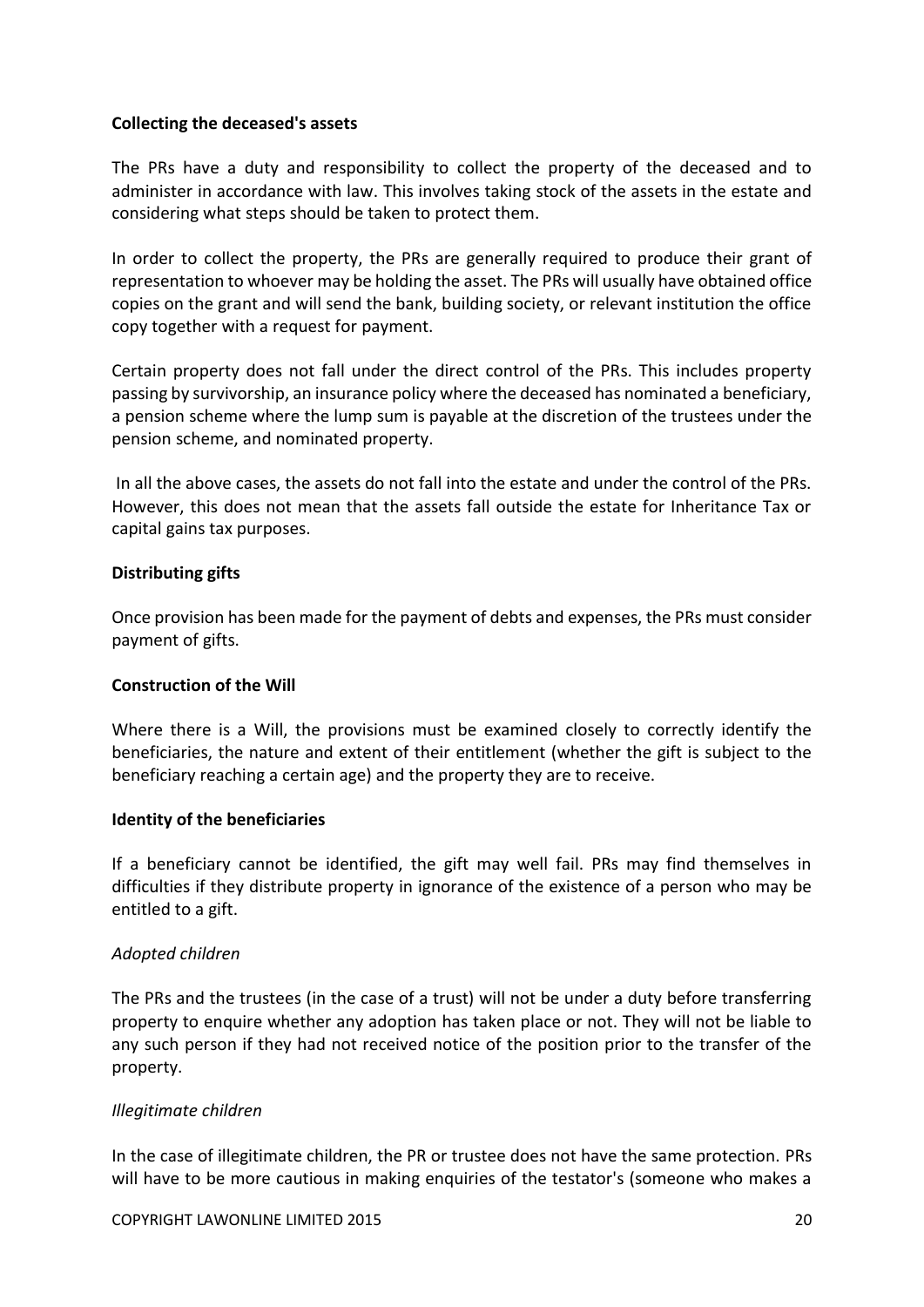**Collecting the deceased's assets**

The PRs have a duty and responsibility to collect the property of the deceased and to administer in accordance with law. This involves taking stock of the assets in the estate and considering what steps should be taken to protect them.

In order to collect the property, the PRs are generally required to produce their grant of representation to whoever may be holding the asset. The PRs will usually have obtained office copies on the grant and will send the bank, building society, or relevant institution the office copy together with a request for payment.

Certain property does not fall under the direct control of the PRs. This includes property passing by survivorship, an insurance policy where the deceased has nominated a beneficiary, a pension scheme where the lump sum is payable at the discretion of the trustees under the pension scheme, and nominated property.

In all the above cases, the assets do not fall into the estate and under the control of the PRs. However, this does not mean that the assets fall outside the estate for Inheritance Tax or capital gains tax purposes.

**Distributing gifts**

Once provision has been made for the payment of debts and expenses, the PRs must consider payment of gifts.

**Construction of the Will**

Where there is a Will, the provisions must be examined closely to correctly identify the beneficiaries, the nature and extent of their entitlement (whether the gift is subject to the beneficiary reaching a certain age) and the property they are to receive.

**Identity of the beneficiaries**

If a beneficiary cannot be identified, the gift may well fail. PRs may find themselves in difficulties if they distribute property in ignorance of the existence of a person who may be entitled to a gift.

*Adopted children*

The PRs and the trustees (in the case of a trust) will not be under a duty before transferring property to enquire whether any adoption has taken place or not. They will not be liable to any such person if they had not received notice of the position prior to the transfer of the property.

*Illegitimate children*

In the case of illegitimate children, the PR or trustee does not have the same protection. PRs will have to be more cautious in making enquiries of the testator's (someone who makes a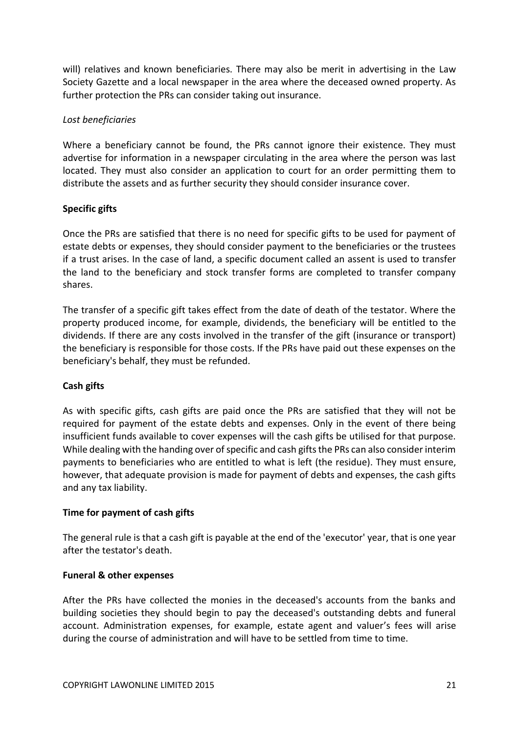will) relatives and known beneficiaries. There may also be merit in advertising in the Law Society Gazette and a local newspaper in the area where the deceased owned property. As further protection the PRs can consider taking out insurance.

*Lost beneficiaries*

Where a beneficiary cannot be found, the PRs cannot ignore their existence. They must advertise for information in a newspaper circulating in the area where the person was last located. They must also consider an application to court for an order permitting them to distribute the assets and as further security they should consider insurance cover.

**Specific gifts**

Once the PRs are satisfied that there is no need for specific gifts to be used for payment of estate debts or expenses, they should consider payment to the beneficiaries or the trustees if a trust arises. In the case of land, a specific document called an assent is used to transfer the land to the beneficiary and stock transfer forms are completed to transfer company shares.

The transfer of a specific gift takes effect from the date of death of the testator. Where the property produced income, for example, dividends, the beneficiary will be entitled to the dividends. If there are any costs involved in the transfer of the gift (insurance or transport) the beneficiary is responsible for those costs. If the PRs have paid out these expenses on the beneficiary's behalf, they must be refunded.

**Cash gifts**

As with specific gifts, cash gifts are paid once the PRs are satisfied that they will not be required for payment of the estate debts and expenses. Only in the event of there being insufficient funds available to cover expenses will the cash gifts be utilised for that purpose. While dealing with the handing over of specific and cash gifts the PRs can also consider interim payments to beneficiaries who are entitled to what is left (the residue). They must ensure, however, that adequate provision is made for payment of debts and expenses, the cash gifts and any tax liability.

**Time for payment of cash gifts**

The general rule is that a cash gift is payable at the end of the 'executor' year, that is one year after the testator's death.

**Funeral & other expenses**

After the PRs have collected the monies in the deceased's accounts from the banks and building societies they should begin to pay the deceased's outstanding debts and funeral account. Administration expenses, for example, estate agent and valuer's fees will arise during the course of administration and will have to be settled from time to time.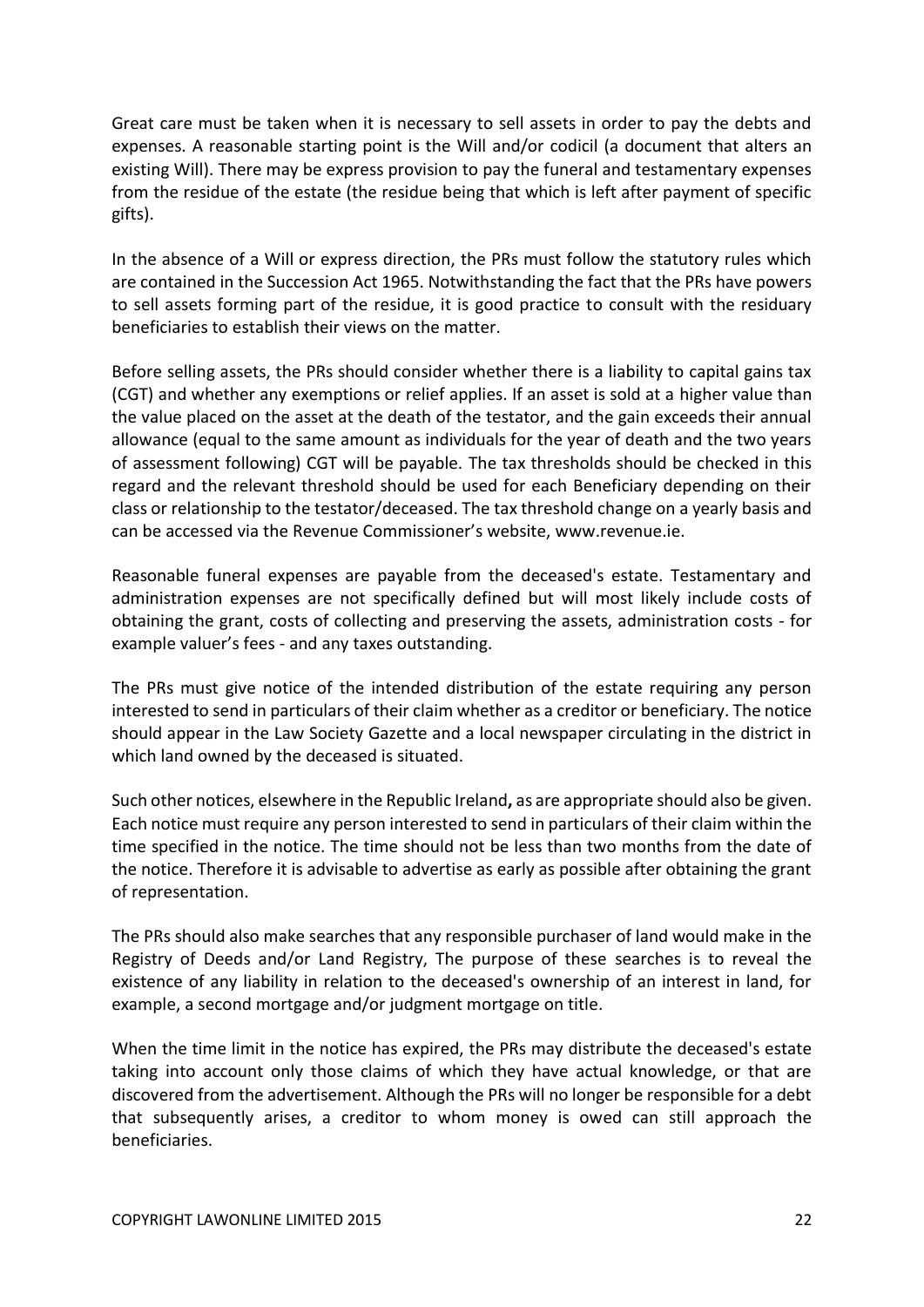Great care must be taken when it is necessary to sell assets in order to pay the debts and expenses. A reasonable starting point is the Will and/or codicil (a document that alters an existing Will). There may be express provision to pay the funeral and testamentary expenses from the residue of the estate (the residue being that which is left after payment of specific gifts).

In the absence of a Will or express direction, the PRs must follow the statutory rules which are contained in the Succession Act 1965. Notwithstanding the fact that the PRs have powers to sell assets forming part of the residue, it is good practice to consult with the residuary beneficiaries to establish their views on the matter.

Before selling assets, the PRs should consider whether there is a liability to capital gains tax (CGT) and whether any exemptions or relief applies. If an asset is sold at a higher value than the value placed on the asset at the death of the testator, and the gain exceeds their annual allowance (equal to the same amount as individuals for the year of death and the two years of assessment following) CGT will be payable. The tax thresholds should be checked in this regard and the relevant threshold should be used for each Beneficiary depending on their class or relationship to the testator/deceased. The tax threshold change on a yearly basis and can be accessed via the Revenue Commissioner's website, www.revenue.ie.

Reasonable funeral expenses are payable from the deceased's estate. Testamentary and administration expenses are not specifically defined but will most likely include costs of obtaining the grant, costs of collecting and preserving the assets, administration costs - for example valuer's fees - and any taxes outstanding.

The PRs must give notice of the intended distribution of the estate requiring any person interested to send in particulars of their claim whether as a creditor or beneficiary. The notice should appear in the Law Society Gazette and a local newspaper circulating in the district in which land owned by the deceased is situated.

Such other notices, elsewhere in the Republic Ireland**,** as are appropriate should also be given. Each notice must require any person interested to send in particulars of their claim within the time specified in the notice. The time should not be less than two months from the date of the notice. Therefore it is advisable to advertise as early as possible after obtaining the grant of representation.

The PRs should also make searches that any responsible purchaser of land would make in the Registry of Deeds and/or Land Registry, The purpose of these searches is to reveal the existence of any liability in relation to the deceased's ownership of an interest in land, for example, a second mortgage and/or judgment mortgage on title.

When the time limit in the notice has expired, the PRs may distribute the deceased's estate taking into account only those claims of which they have actual knowledge, or that are discovered from the advertisement. Although the PRs will no longer be responsible for a debt that subsequently arises, a creditor to whom money is owed can still approach the beneficiaries.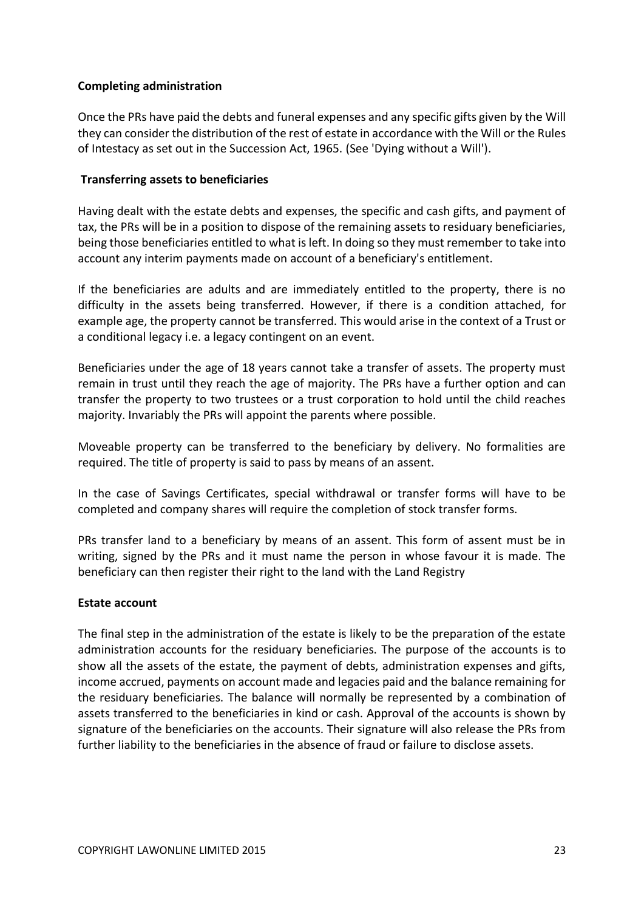**Completing administration**

Once the PRs have paid the debts and funeral expenses and any specific gifts given by the Will they can consider the distribution of the rest of estate in accordance with the Will or the Rules of Intestacy as set out in the Succession Act, 1965. (See 'Dying without a Will').

**Transferring assets to beneficiaries**

Having dealt with the estate debts and expenses, the specific and cash gifts, and payment of tax, the PRs will be in a position to dispose of the remaining assets to residuary beneficiaries, being those beneficiaries entitled to what is left. In doing so they must remember to take into account any interim payments made on account of a beneficiary's entitlement.

If the beneficiaries are adults and are immediately entitled to the property, there is no difficulty in the assets being transferred. However, if there is a condition attached, for example age, the property cannot be transferred. This would arise in the context of a Trust or a conditional legacy i.e. a legacy contingent on an event.

Beneficiaries under the age of 18 years cannot take a transfer of assets. The property must remain in trust until they reach the age of majority. The PRs have a further option and can transfer the property to two trustees or a trust corporation to hold until the child reaches majority. Invariably the PRs will appoint the parents where possible.

Moveable property can be transferred to the beneficiary by delivery. No formalities are required. The title of property is said to pass by means of an assent.

In the case of Savings Certificates, special withdrawal or transfer forms will have to be completed and company shares will require the completion of stock transfer forms.

PRs transfer land to a beneficiary by means of an assent. This form of assent must be in writing, signed by the PRs and it must name the person in whose favour it is made. The beneficiary can then register their right to the land with the Land Registry

**Estate account**

The final step in the administration of the estate is likely to be the preparation of the estate administration accounts for the residuary beneficiaries. The purpose of the accounts is to show all the assets of the estate, the payment of debts, administration expenses and gifts, income accrued, payments on account made and legacies paid and the balance remaining for the residuary beneficiaries. The balance will normally be represented by a combination of assets transferred to the beneficiaries in kind or cash. Approval of the accounts is shown by signature of the beneficiaries on the accounts. Their signature will also release the PRs from further liability to the beneficiaries in the absence of fraud or failure to disclose assets.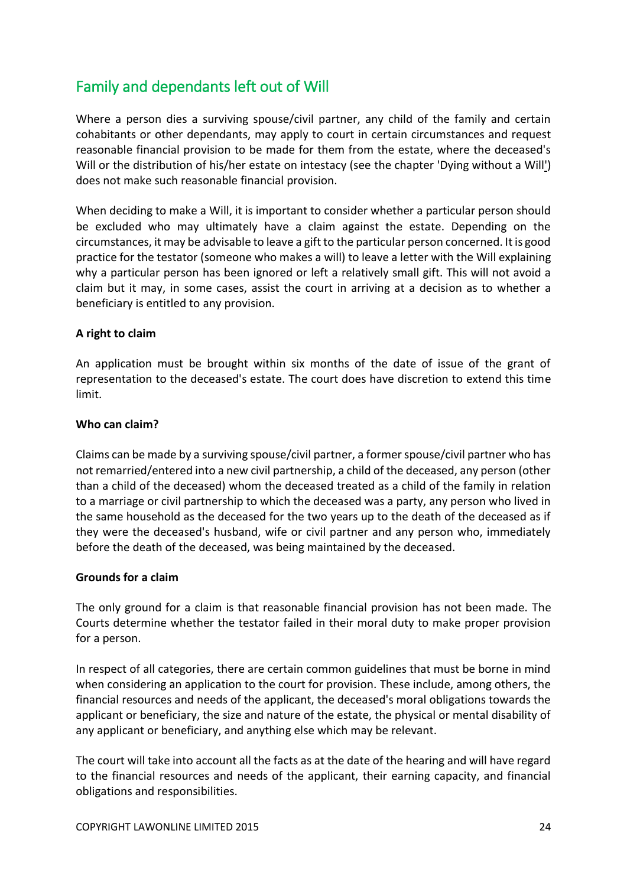## Family and dependants left out of Will

Where a person dies a surviving spouse/civil partner, any child of the family and certain cohabitants or other dependants, may apply to court in certain circumstances and request reasonable financial provision to be made for them from the estate, where the deceased's Will or the distribution of his/her estate on intestacy (see the chapter 'Dying without a Will') does not make such reasonable financial provision.

When deciding to make a Will, it is important to consider whether a particular person should be excluded who may ultimately have a claim against the estate. Depending on the circumstances, it may be advisable to leave a gift to the particular person concerned. It is good practice for the testator (someone who makes a will) to leave a letter with the Will explaining why a particular person has been ignored or left a relatively small gift. This will not avoid a claim but it may, in some cases, assist the court in arriving at a decision as to whether a beneficiary is entitled to any provision.

**A right to claim**

An application must be brought within six months of the date of issue of the grant of representation to the deceased's estate. The court does have discretion to extend this time limit.

**Who can claim?**

Claims can be made by a surviving spouse/civil partner, a former spouse/civil partner who has not remarried/entered into a new civil partnership, a child of the deceased, any person (other than a child of the deceased) whom the deceased treated as a child of the family in relation to a marriage or civil partnership to which the deceased was a party, any person who lived in the same household as the deceased for the two years up to the death of the deceased as if they were the deceased's husband, wife or civil partner and any person who, immediately before the death of the deceased, was being maintained by the deceased.

**Grounds for a claim**

The only ground for a claim is that reasonable financial provision has not been made. The Courts determine whether the testator failed in their moral duty to make proper provision for a person.

In respect of all categories, there are certain common guidelines that must be borne in mind when considering an application to the court for provision. These include, among others, the financial resources and needs of the applicant, the deceased's moral obligations towards the applicant or beneficiary, the size and nature of the estate, the physical or mental disability of any applicant or beneficiary, and anything else which may be relevant.

The court will take into account all the facts as at the date of the hearing and will have regard to the financial resources and needs of the applicant, their earning capacity, and financial obligations and responsibilities.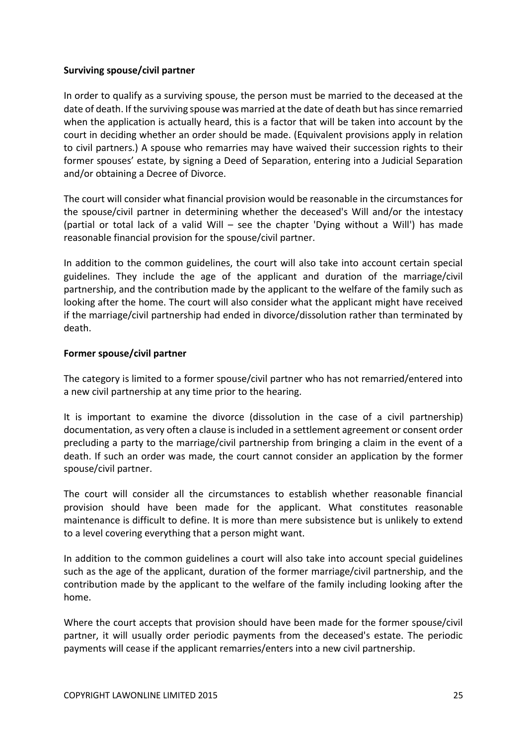**Surviving spouse/civil partner**

In order to qualify as a surviving spouse, the person must be married to the deceased at the date of death. If the surviving spouse was married at the date of death but has since remarried when the application is actually heard, this is a factor that will be taken into account by the court in deciding whether an order should be made. (Equivalent provisions apply in relation to civil partners.) A spouse who remarries may have waived their succession rights to their former spouses' estate, by signing a Deed of Separation, entering into a Judicial Separation and/or obtaining a Decree of Divorce.

The court will consider what financial provision would be reasonable in the circumstances for the spouse/civil partner in determining whether the deceased's Will and/or the intestacy (partial or total lack of a valid Will – see the chapter 'Dying without a Will') has made reasonable financial provision for the spouse/civil partner.

In addition to the common guidelines, the court will also take into account certain special guidelines. They include the age of the applicant and duration of the marriage/civil partnership, and the contribution made by the applicant to the welfare of the family such as looking after the home. The court will also consider what the applicant might have received if the marriage/civil partnership had ended in divorce/dissolution rather than terminated by death.

**Former spouse/civil partner**

The category is limited to a former spouse/civil partner who has not remarried/entered into a new civil partnership at any time prior to the hearing.

It is important to examine the divorce (dissolution in the case of a civil partnership) documentation, as very often a clause is included in a settlement agreement or consent order precluding a party to the marriage/civil partnership from bringing a claim in the event of a death. If such an order was made, the court cannot consider an application by the former spouse/civil partner.

The court will consider all the circumstances to establish whether reasonable financial provision should have been made for the applicant. What constitutes reasonable maintenance is difficult to define. It is more than mere subsistence but is unlikely to extend to a level covering everything that a person might want.

In addition to the common guidelines a court will also take into account special guidelines such as the age of the applicant, duration of the former marriage/civil partnership, and the contribution made by the applicant to the welfare of the family including looking after the home.

Where the court accepts that provision should have been made for the former spouse/civil partner, it will usually order periodic payments from the deceased's estate. The periodic payments will cease if the applicant remarries/enters into a new civil partnership.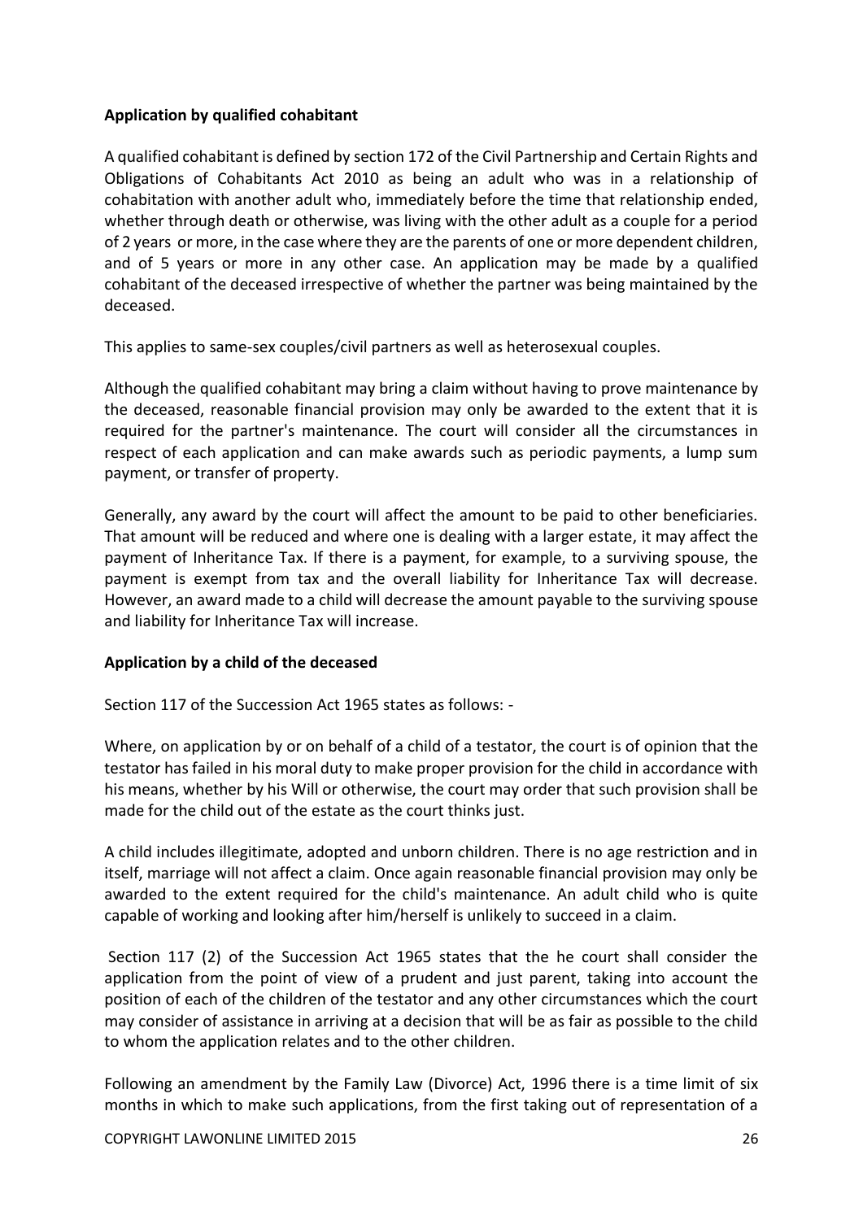**Application by qualified cohabitant**

A qualified cohabitant is defined by section 172 of the Civil Partnership and Certain Rights and Obligations of Cohabitants Act 2010 as being an adult who was in a relationship of cohabitation with another adult who, immediately before the time that relationship ended, whether through death or otherwise, was living with the other adult as a couple for a period of 2 years or more, in the case where they are the parents of one or more dependent children, and of 5 years or more in any other case. An application may be made by a qualified cohabitant of the deceased irrespective of whether the partner was being maintained by the deceased.

This applies to same-sex couples/civil partners as well as heterosexual couples.

Although the qualified cohabitant may bring a claim without having to prove maintenance by the deceased, reasonable financial provision may only be awarded to the extent that it is required for the partner's maintenance. The court will consider all the circumstances in respect of each application and can make awards such as periodic payments, a lump sum payment, or transfer of property.

Generally, any award by the court will affect the amount to be paid to other beneficiaries. That amount will be reduced and where one is dealing with a larger estate, it may affect the payment of Inheritance Tax. If there is a payment, for example, to a surviving spouse, the payment is exempt from tax and the overall liability for Inheritance Tax will decrease. However, an award made to a child will decrease the amount payable to the surviving spouse and liability for Inheritance Tax will increase.

**Application by a child of the deceased**

Section 117 of the Succession Act 1965 states as follows: -

Where, on application by or on behalf of a child of a testator, the court is of opinion that the testator has failed in his moral duty to make proper provision for the child in accordance with his means, whether by his Will or otherwise, the court may order that such provision shall be made for the child out of the estate as the court thinks just.

A child includes illegitimate, adopted and unborn children. There is no age restriction and in itself, marriage will not affect a claim. Once again reasonable financial provision may only be awarded to the extent required for the child's maintenance. An adult child who is quite capable of working and looking after him/herself is unlikely to succeed in a claim.

Section 117 (2) of the Succession Act 1965 states that the he court shall consider the application from the point of view of a prudent and just parent, taking into account the position of each of the children of the testator and any other circumstances which the court may consider of assistance in arriving at a decision that will be as fair as possible to the child to whom the application relates and to the other children.

Following an amendment by the Family Law (Divorce) Act, 1996 there is a time limit of six months in which to make such applications, from the first taking out of representation of a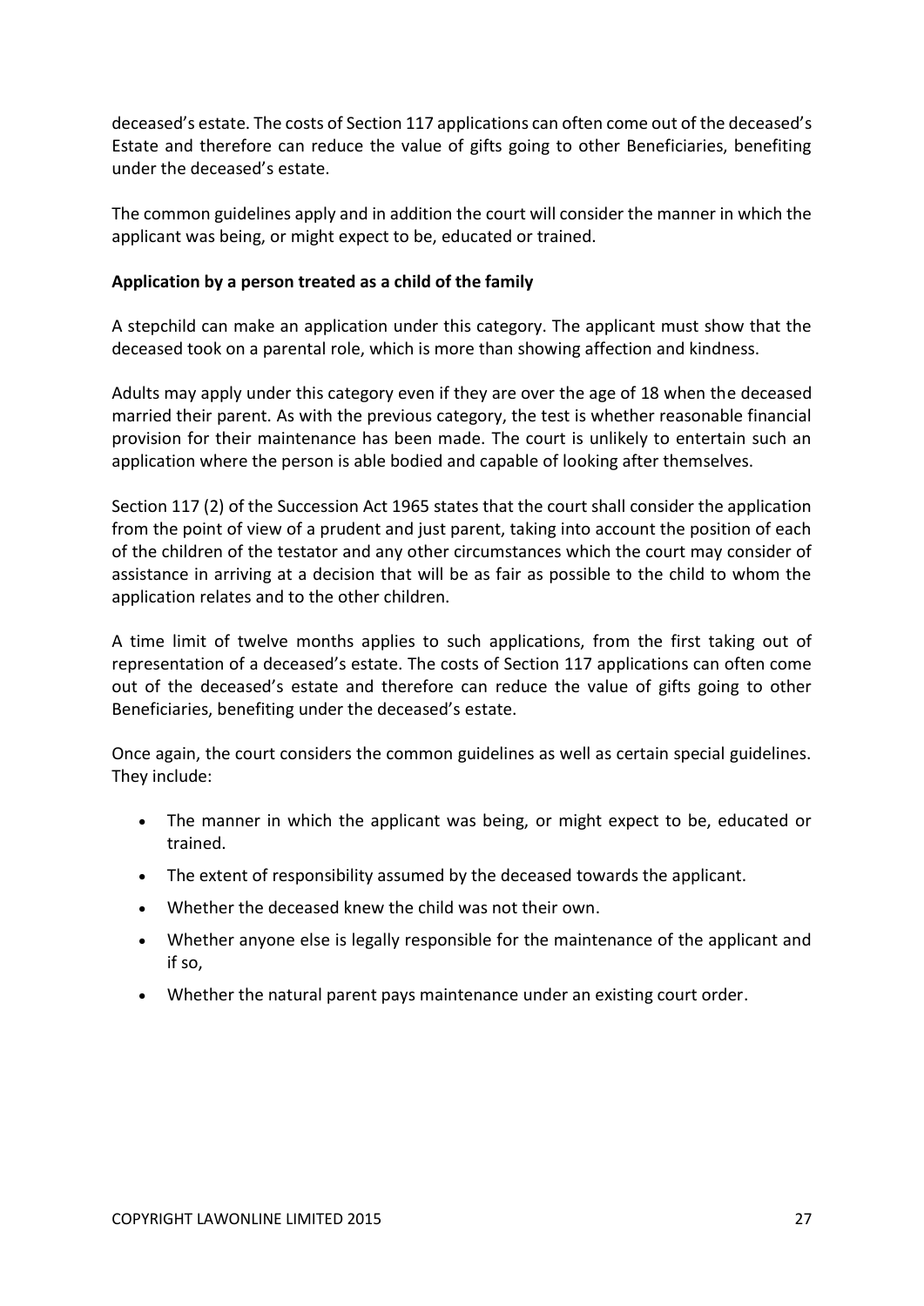deceased's estate. The costs of Section 117 applications can often come out of the deceased's Estate and therefore can reduce the value of gifts going to other Beneficiaries, benefiting under the deceased's estate.

The common guidelines apply and in addition the court will consider the manner in which the applicant was being, or might expect to be, educated or trained.

**Application by a person treated as a child of the family**

A stepchild can make an application under this category. The applicant must show that the deceased took on a parental role, which is more than showing affection and kindness.

Adults may apply under this category even if they are over the age of 18 when the deceased married their parent. As with the previous category, the test is whether reasonable financial provision for their maintenance has been made. The court is unlikely to entertain such an application where the person is able bodied and capable of looking after themselves.

Section 117 (2) of the Succession Act 1965 states that the court shall consider the application from the point of view of a prudent and just parent, taking into account the position of each of the children of the testator and any other circumstances which the court may consider of assistance in arriving at a decision that will be as fair as possible to the child to whom the application relates and to the other children.

A time limit of twelve months applies to such applications, from the first taking out of representation of a deceased's estate. The costs of Section 117 applications can often come out of the deceased's estate and therefore can reduce the value of gifts going to other Beneficiaries, benefiting under the deceased's estate.

Once again, the court considers the common guidelines as well as certain special guidelines. They include:

- The manner in which the applicant was being, or might expect to be, educated or trained.
- The extent of responsibility assumed by the deceased towards the applicant.
- Whether the deceased knew the child was not their own.
- Whether anyone else is legally responsible for the maintenance of the applicant and if so,
- Whether the natural parent pays maintenance under an existing court order.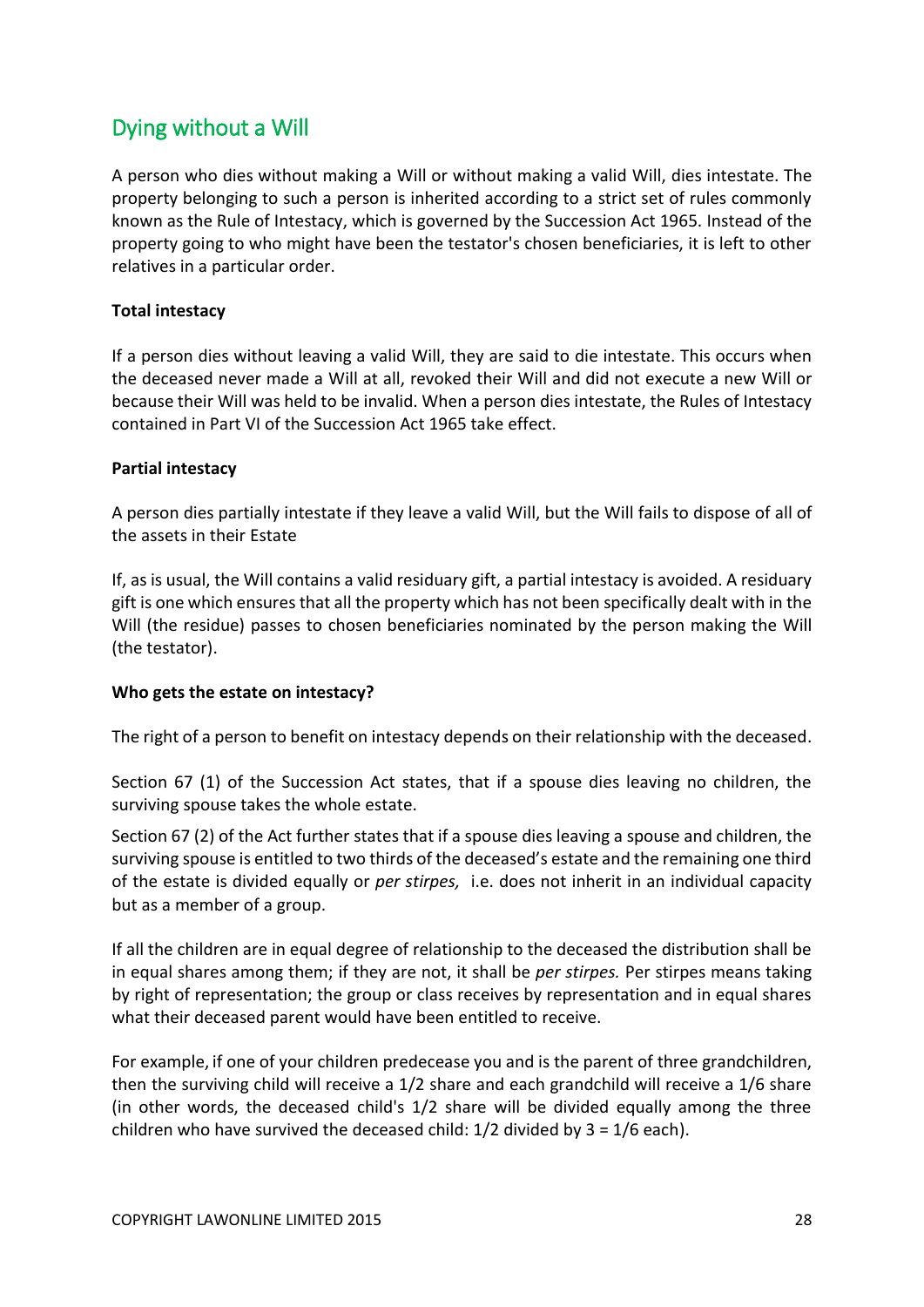## Dying without a Will

A person who dies without making a Will or without making a valid Will, dies intestate. The property belonging to such a person is inherited according to a strict set of rules commonly known as the Rule of Intestacy, which is governed by the Succession Act 1965. Instead of the property going to who might have been the testator's chosen beneficiaries, it is left to other relatives in a particular order.

**Total intestacy**

If a person dies without leaving a valid Will, they are said to die intestate. This occurs when the deceased never made a Will at all, revoked their Will and did not execute a new Will or because their Will was held to be invalid. When a person dies intestate, the Rules of Intestacy contained in Part VI of the Succession Act 1965 take effect.

**Partial intestacy**

A person dies partially intestate if they leave a valid Will, but the Will fails to dispose of all of the assets in their Estate

If, as is usual, the Will contains a valid residuary gift, a partial intestacy is avoided. A residuary gift is one which ensures that all the property which has not been specifically dealt with in the Will (the residue) passes to chosen beneficiaries nominated by the person making the Will (the testator).

**Who gets the estate on intestacy?**

The right of a person to benefit on intestacy depends on their relationship with the deceased.

Section 67 (1) of the Succession Act states, that if a spouse dies leaving no children, the surviving spouse takes the whole estate.

Section 67 (2) of the Act further states that if a spouse dies leaving a spouse and children, the surviving spouse is entitled to two thirds of the deceased's estate and the remaining one third of the estate is divided equally or *per stirpes,* i.e. does not inherit in an individual capacity but as a member of a group.

If all the children are in equal degree of relationship to the deceased the distribution shall be in equal shares among them; if they are not, it shall be *per stirpes.* Per stirpes means taking by right of representation; the group or class receives by representation and in equal shares what their deceased parent would have been entitled to receive.

For example, if one of your children predecease you and is the parent of three grandchildren, then the surviving child will receive a 1/2 share and each grandchild will receive a 1/6 share (in other words, the deceased child's 1/2 share will be divided equally among the three children who have survived the deceased child: 1/2 divided by 3 = 1/6 each).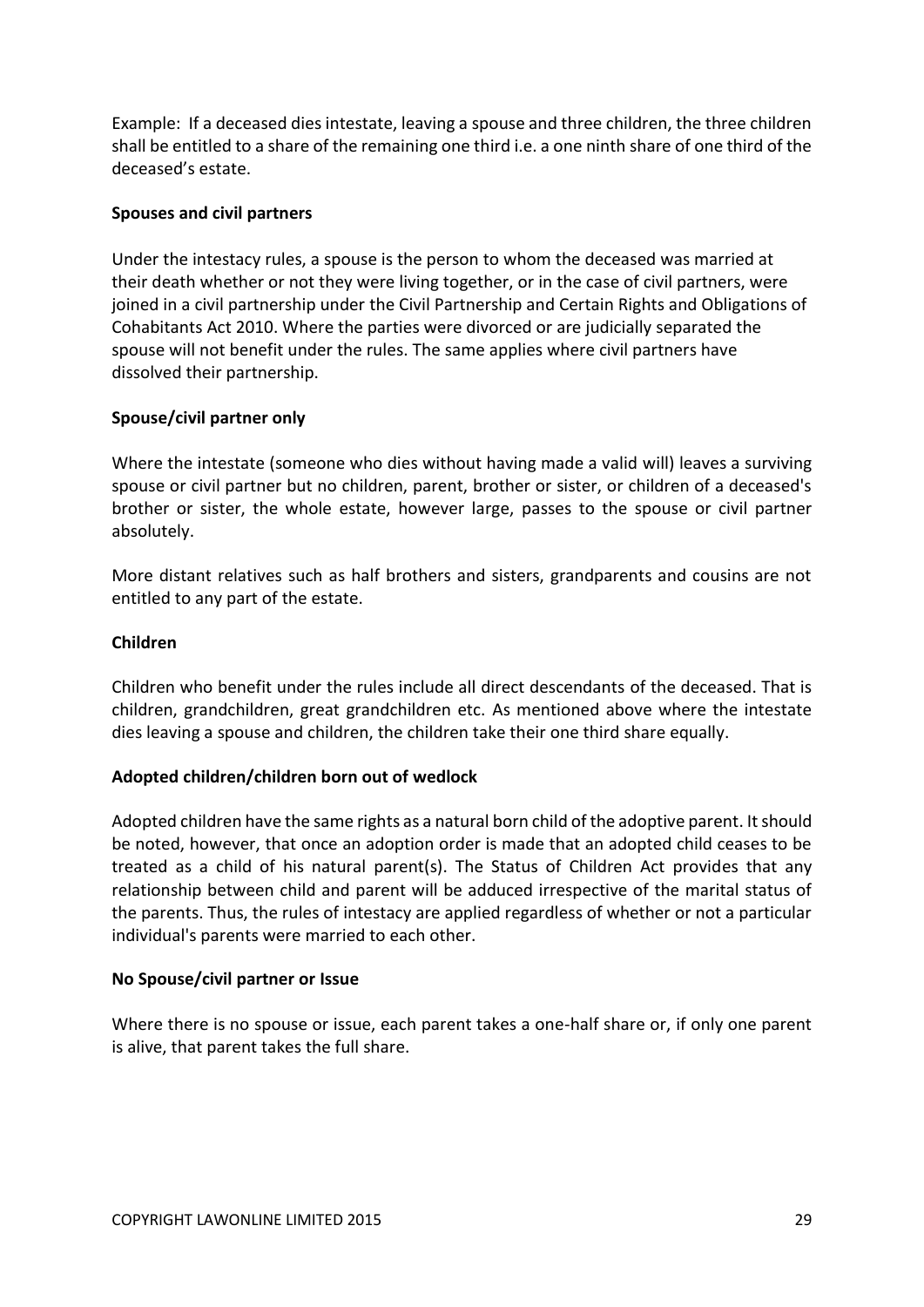Example: If a deceased dies intestate, leaving a spouse and three children, the three children shall be entitled to a share of the remaining one third i.e. a one ninth share of one third of the deceased's estate.

**Spouses and civil partners**

Under the intestacy rules, a spouse is the person to whom the deceased was married at their death whether or not they were living together, or in the case of civil partners, were joined in a civil partnership under the Civil Partnership and Certain Rights and Obligations of Cohabitants Act 2010. Where the parties were divorced or are judicially separated the spouse will not benefit under the rules. The same applies where civil partners have dissolved their partnership.

**Spouse/civil partner only**

Where the intestate (someone who dies without having made a valid will) leaves a surviving spouse or civil partner but no children, parent, brother or sister, or children of a deceased's brother or sister, the whole estate, however large, passes to the spouse or civil partner absolutely.

More distant relatives such as half brothers and sisters, grandparents and cousins are not entitled to any part of the estate.

**Children**

Children who benefit under the rules include all direct descendants of the deceased. That is children, grandchildren, great grandchildren etc. As mentioned above where the intestate dies leaving a spouse and children, the children take their one third share equally.

**Adopted children/children born out of wedlock**

Adopted children have the same rights as a natural born child of the adoptive parent. It should be noted, however, that once an adoption order is made that an adopted child ceases to be treated as a child of his natural parent(s). The Status of Children Act provides that any relationship between child and parent will be adduced irrespective of the marital status of the parents. Thus, the rules of intestacy are applied regardless of whether or not a particular individual's parents were married to each other.

**No Spouse/civil partner or Issue**

Where there is no spouse or issue, each parent takes a one-half share or, if only one parent is alive, that parent takes the full share.

COPYRIGHT LAWONLINE LIMITED 2015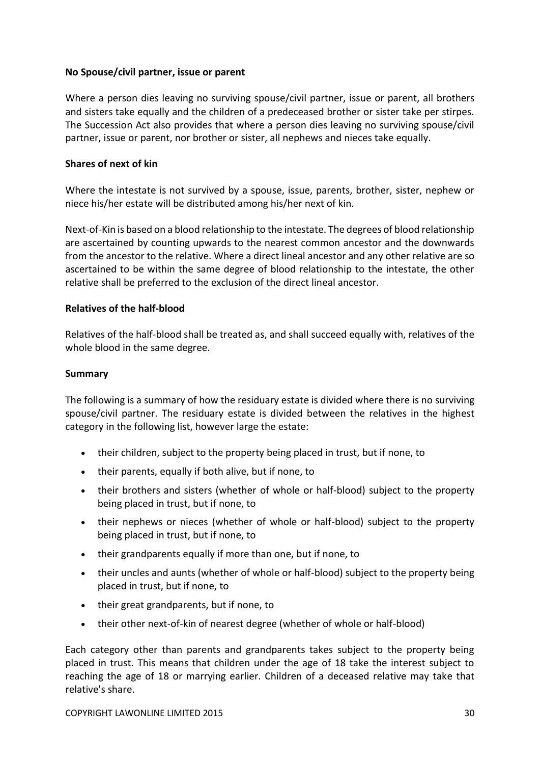**No Spouse/civil partner, issue or parent**

Where a person dies leaving no surviving spouse/civil partner, issue or parent, all brothers and sisters take equally and the children of a predeceased brother or sister take per stirpes. The Succession Act also provides that where a person dies leaving no surviving spouse/civil partner, issue or parent, nor brother or sister, all nephews and nieces take equally.

**Shares of next of kin**

Where the intestate is not survived by a spouse, issue, parents, brother, sister, nephew or niece his/her estate will be distributed among his/her next of kin.

Next-of-Kin is based on a blood relationship to the intestate. The degrees of blood relationship are ascertained by counting upwards to the nearest common ancestor and the downwards from the ancestor to the relative. Where a direct lineal ancestor and any other relative are so ascertained to be within the same degree of blood relationship to the intestate, the other relative shall be preferred to the exclusion of the direct lineal ancestor.

**Relatives of the half-blood**

Relatives of the half-blood shall be treated as, and shall succeed equally with, relatives of the whole blood in the same degree.

**Summary**

The following is a summary of how the residuary estate is divided where there is no surviving spouse/civil partner. The residuary estate is divided between the relatives in the highest category in the following list, however large the estate:

- their children, subject to the property being placed in trust, but if none, to
- their parents, equally if both alive, but if none, to
- their brothers and sisters (whether of whole or half-blood) subject to the property being placed in trust, but if none, to
- their nephews or nieces (whether of whole or half-blood) subject to the property being placed in trust, but if none, to
- their grandparents equally if more than one, but if none, to
- their uncles and aunts (whether of whole or half-blood) subject to the property being placed in trust, but if none, to
- their great grandparents, but if none, to
- their other next-of-kin of nearest degree (whether of whole or half-blood)

Each category other than parents and grandparents takes subject to the property being placed in trust. This means that children under the age of 18 take the interest subject to reaching the age of 18 or marrying earlier. Children of a deceased relative may take that relative's share.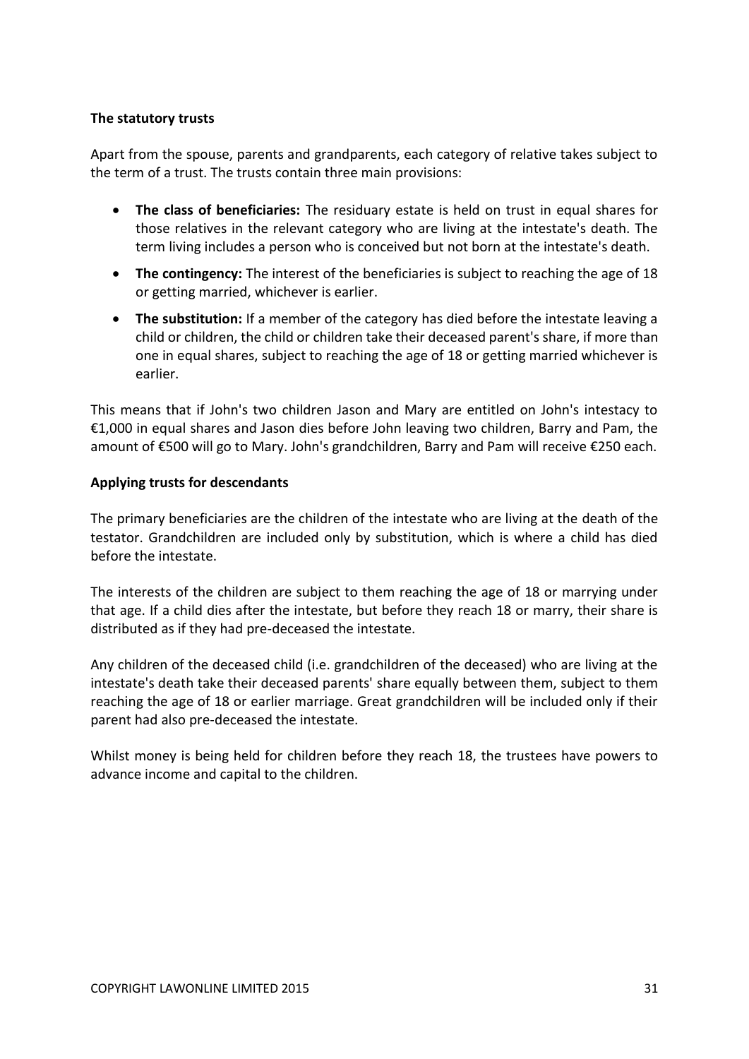**The statutory trusts**

Apart from the spouse, parents and grandparents, each category of relative takes subject to the term of a trust. The trusts contain three main provisions:

- **The class of beneficiaries:** The residuary estate is held on trust in equal shares for those relatives in the relevant category who are living at the intestate's death. The term living includes a person who is conceived but not born at the intestate's death.
- **The contingency:** The interest of the beneficiaries is subject to reaching the age of 18 or getting married, whichever is earlier.
- **The substitution:** If a member of the category has died before the intestate leaving a child or children, the child or children take their deceased parent's share, if more than one in equal shares, subject to reaching the age of 18 or getting married whichever is earlier.

This means that if John's two children Jason and Mary are entitled on John's intestacy to €1,000 in equal shares and Jason dies before John leaving two children, Barry and Pam, the amount of €500 will go to Mary. John's grandchildren, Barry and Pam will receive €250 each.

**Applying trusts for descendants**

The primary beneficiaries are the children of the intestate who are living at the death of the testator. Grandchildren are included only by substitution, which is where a child has died before the intestate.

The interests of the children are subject to them reaching the age of 18 or marrying under that age. If a child dies after the intestate, but before they reach 18 or marry, their share is distributed as if they had pre-deceased the intestate.

Any children of the deceased child (i.e. grandchildren of the deceased) who are living at the intestate's death take their deceased parents' share equally between them, subject to them reaching the age of 18 or earlier marriage. Great grandchildren will be included only if their parent had also pre-deceased the intestate.

Whilst money is being held for children before they reach 18, the trustees have powers to advance income and capital to the children.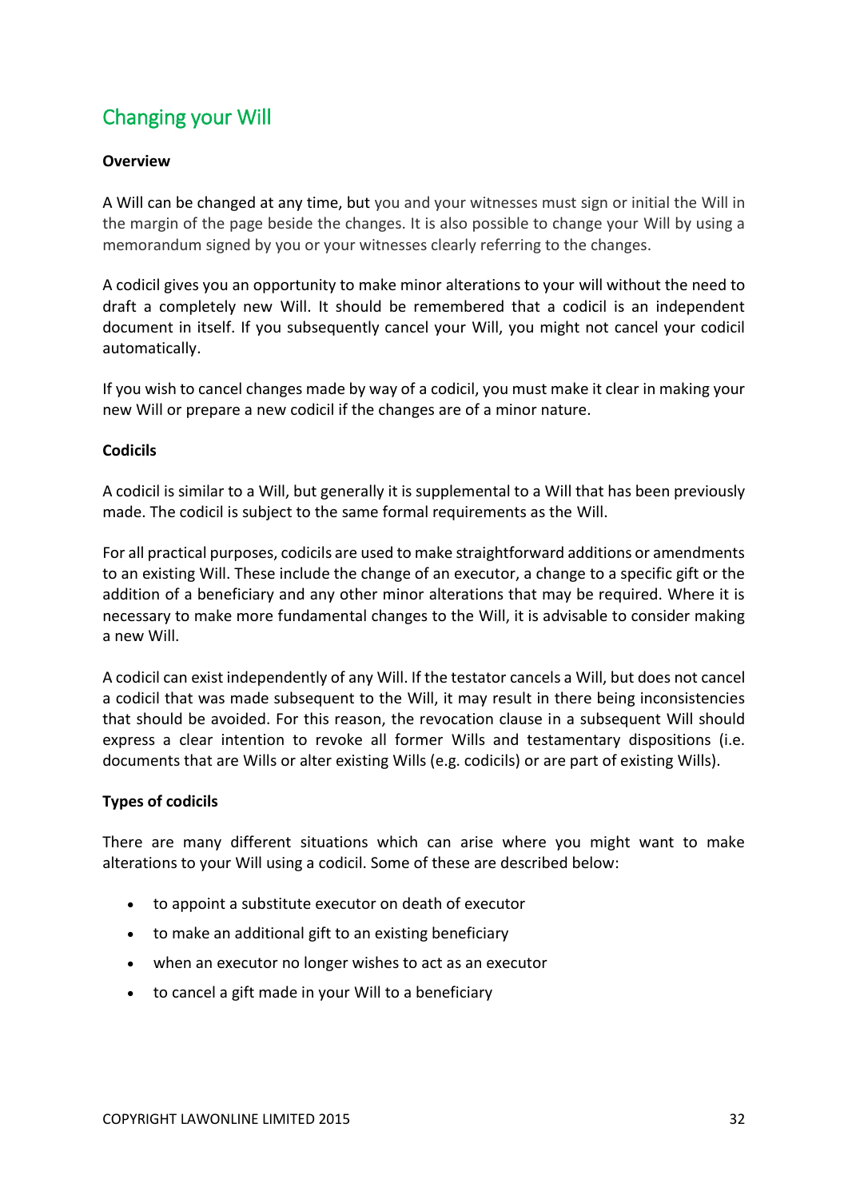## Changing your Will

**Overview**

A Will can be changed at any time, but you and your witnesses must sign or initial the Will in the margin of the page beside the changes. It is also possible to change your Will by using a memorandum signed by you or your witnesses clearly referring to the changes.

A codicil gives you an opportunity to make minor alterations to your will without the need to draft a completely new Will. It should be remembered that a codicil is an independent document in itself. If you subsequently cancel your Will, you might not cancel your codicil automatically.

If you wish to cancel changes made by way of a codicil, you must make it clear in making your new Will or prepare a new codicil if the changes are of a minor nature.

**Codicils**

A codicil is similar to a Will, but generally it is supplemental to a Will that has been previously made. The codicil is subject to the same formal requirements as the Will.

For all practical purposes, codicils are used to make straightforward additions or amendments to an existing Will. These include the change of an executor, a change to a specific gift or the addition of a beneficiary and any other minor alterations that may be required. Where it is necessary to make more fundamental changes to the Will, it is advisable to consider making a new Will.

A codicil can exist independently of any Will. If the testator cancels a Will, but does not cancel a codicil that was made subsequent to the Will, it may result in there being inconsistencies that should be avoided. For this reason, the revocation clause in a subsequent Will should express a clear intention to revoke all former Wills and testamentary dispositions (i.e. documents that are Wills or alter existing Wills (e.g. codicils) or are part of existing Wills).

**Types of codicils**

There are many different situations which can arise where you might want to make alterations to your Will using a codicil. Some of these are described below:

- to appoint a substitute executor on death of executor
- to make an additional gift to an existing beneficiary
- when an executor no longer wishes to act as an executor
- to cancel a gift made in your Will to a beneficiary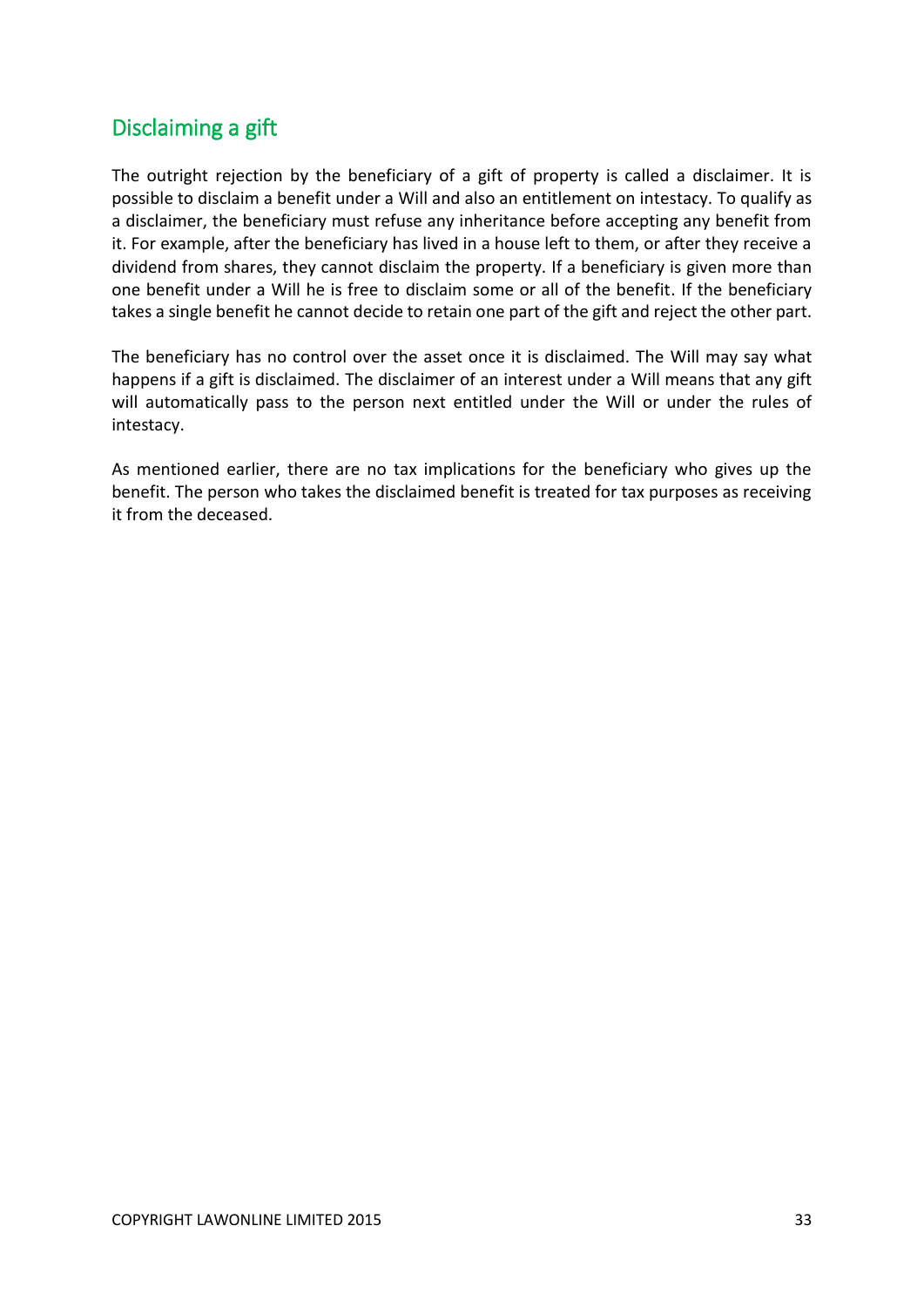## Disclaiming a gift

The outright rejection by the beneficiary of a gift of property is called a disclaimer. It is possible to disclaim a benefit under a Will and also an entitlement on intestacy. To qualify as a disclaimer, the beneficiary must refuse any inheritance before accepting any benefit from it. For example, after the beneficiary has lived in a house left to them, or after they receive a dividend from shares, they cannot disclaim the property. If a beneficiary is given more than one benefit under a Will he is free to disclaim some or all of the benefit. If the beneficiary takes a single benefit he cannot decide to retain one part of the gift and reject the other part.

The beneficiary has no control over the asset once it is disclaimed. The Will may say what happens if a gift is disclaimed. The disclaimer of an interest under a Will means that any gift will automatically pass to the person next entitled under the Will or under the rules of intestacy.

As mentioned earlier, there are no tax implications for the beneficiary who gives up the benefit. The person who takes the disclaimed benefit is treated for tax purposes as receiving it from the deceased.

COPYRIGHT LAWONLINE LIMITED 2015